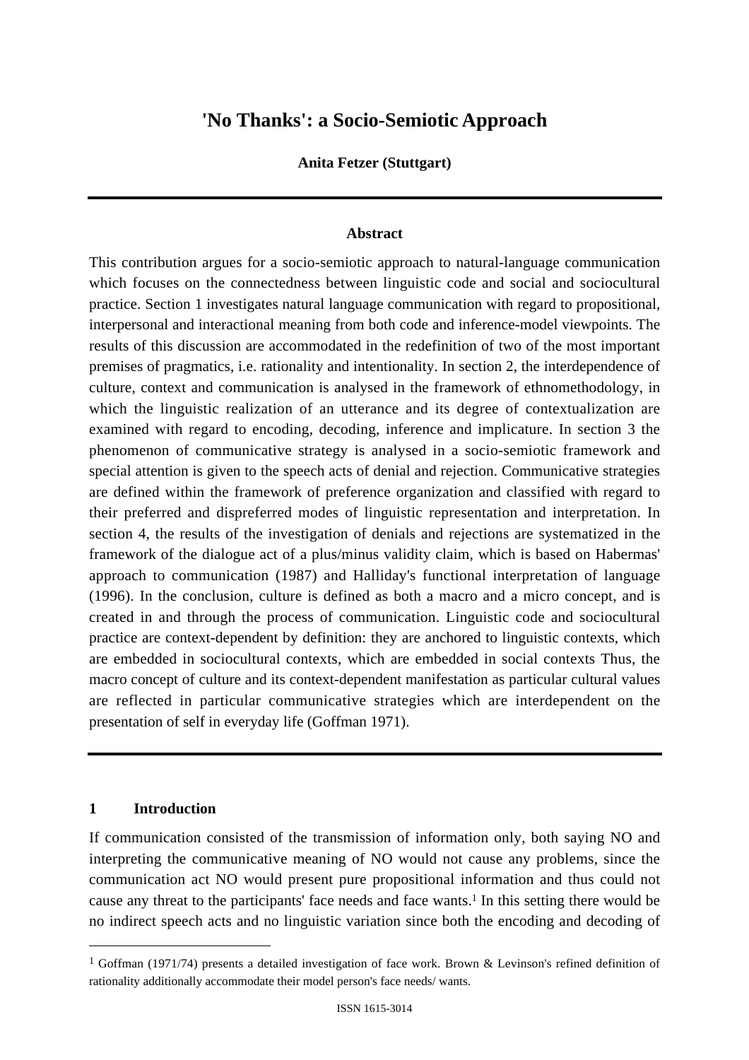# 'No Thanks': a Socio-Semiotic Approach

**Anita Fetzer (Stuttgart)**

---

### Abstract

This contribution argues for a socio-semiotic approach to natural-language communication which focuses on the connectedness between linguistic code and social and sociocultural practice. Section 1 investigates natural language communication with regard to propositional, interpersonal and interactional meaning from both code and inference-model viewpoints. The results of this discussion are accommodated in the redefinition of two of the most important premises of pragmatics, i.e. rationality and intentionality. In section 2, the interdependence of culture, context and communication is analysed in the framework of ethnomethodology, in which the linguistic realization of an utterance and its degree of contextualization are examined with regard to encoding, decoding, inference and implicature. In section 3 the phenomenon of communicative strategy is analysed in a socio-semiotic framework and special attention is given to the speech acts of denial and rejection. Communicative strategies are defined within the framework of preference organization and classified with regard to their preferred and dispreferred modes of linguistic representation and interpretation. In section 4, the results of the investigation of denials and rejections are systematized in the framework of the dialogue act of a plus/minus validity claim, which is based on Habermas' approach to communication (1987) and Halliday's functional interpretation of language (1996). In the conclusion, culture is defined as both a macro and a micro concept, and is created in and through the process of communication. Linguistic code and sociocultural practice are context-dependent by definition: they are anchored to linguistic contexts, which are embedded in sociocultural contexts, which are embedded in social contexts Thus, the macro concept of culture and its context-dependent manifestation as particular cultural values are reflected in particular communicative strategies which are interdependent on the presentation of self in everyday life (Goffman 1971).

---

## 1 Introduction

If communication consisted of the transmission of information only, both saying NO and interpreting the communicative meaning of NO would not cause any problems, since the communication act NO would present pure propositional information and thus could not cause any threat to the participants' face needs and face wants.[1] In this setting there would be no indirect speech acts and no linguistic variation since both the encoding and decoding of

---

[1] Goffman (1971/74) presents a detailed investigation of face work. Brown & Levinson's refined definition of rationality additionally accommodate their model person's face needs/ wants.

ISSN 1615-3014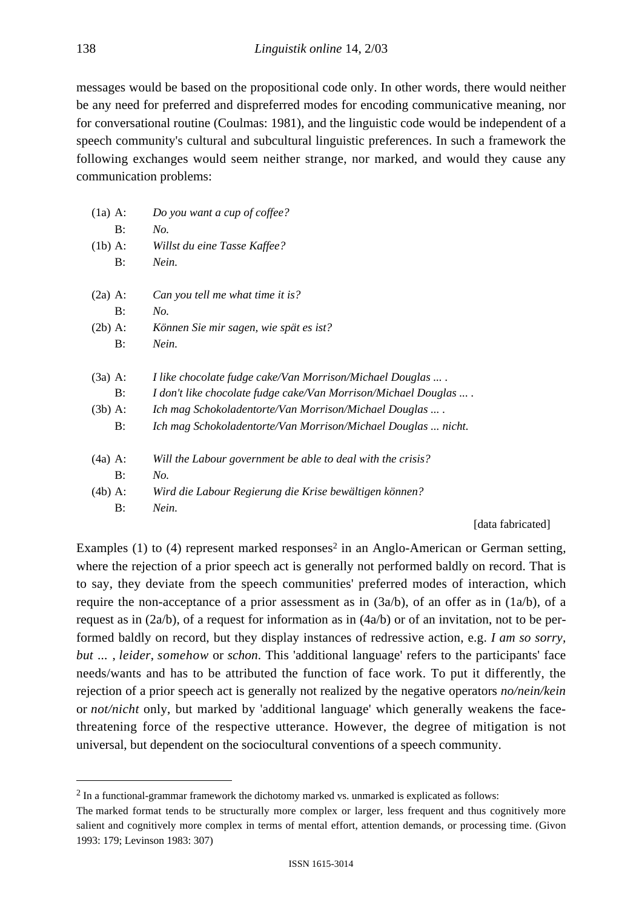messages would be based on the propositional code only. In other words, there would neither be any need for preferred and dispreferred modes for encoding communicative meaning, nor for conversational routine (Coulmas: 1981), and the linguistic code would be independent of a speech community's cultural and subcultural linguistic preferences. In such a framework the following exchanges would seem neither strange, nor marked, and would they cause any communication problems:

(1a) A: *Do you want a cup of coffee?*
B: *No.*
(1b) A: *Willst du eine Tasse Kaffee?*
B: *Nein.*

(2a) A: *Can you tell me what time it is?*
B: *No.*
(2b) A: *Können Sie mir sagen, wie spät es ist?*
B: *Nein.*

(3a) A: *I like chocolate fudge cake/Van Morrison/Michael Douglas ... .*
B: *I don't like chocolate fudge cake/Van Morrison/Michael Douglas ... .*
(3b) A: *Ich mag Schokoladentorte/Van Morrison/Michael Douglas ... .*
B: *Ich mag Schokoladentorte/Van Morrison/Michael Douglas ... nicht.*

(4a) A: *Will the Labour government be able to deal with the crisis?*
B: *No.*
(4b) A: *Wird die Labour Regierung die Krise bewältigen können?*
B: *Nein.*

[data fabricated]

Examples (1) to (4) represent marked responses[2] in an Anglo-American or German setting, where the rejection of a prior speech act is generally not performed baldly on record. That is to say, they deviate from the speech communities' preferred modes of interaction, which require the non-acceptance of a prior assessment as in (3a/b), of an offer as in (1a/b), of a request as in (2a/b), of a request for information as in (4a/b) or of an invitation, not to be performed baldly on record, but they display instances of redressive action, e.g. *I am so sorry, but ...* , *leider*, *somehow* or *schon*. This 'additional language' refers to the participants' face needs/wants and has to be attributed the function of face work. To put it differently, the rejection of a prior speech act is generally not realized by the negative operators *no/nein/kein* or *not/nicht* only, but marked by 'additional language' which generally weakens the face-threatening force of the respective utterance. However, the degree of mitigation is not universal, but dependent on the sociocultural conventions of a speech community.

---

[2] In a functional-grammar framework the dichotomy marked vs. unmarked is explicated as follows:

The marked format tends to be structurally more complex or larger, less frequent and thus cognitively more salient and cognitively more complex in terms of mental effort, attention demands, or processing time. (Givon 1993: 179; Levinson 1983: 307)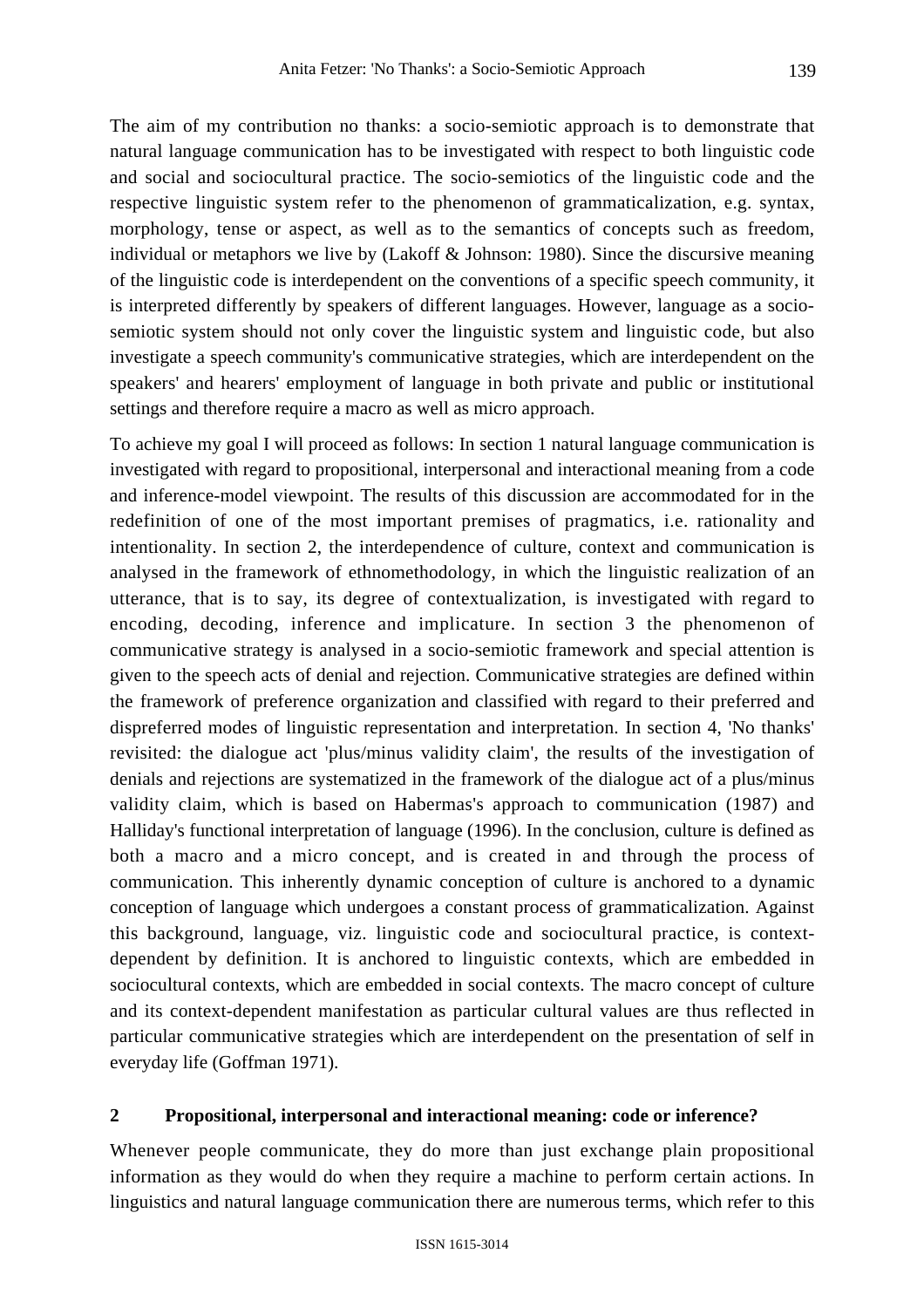The aim of my contribution no thanks: a socio-semiotic approach is to demonstrate that natural language communication has to be investigated with respect to both linguistic code and social and sociocultural practice. The socio-semiotics of the linguistic code and the respective linguistic system refer to the phenomenon of grammaticalization, e.g. syntax, morphology, tense or aspect, as well as to the semantics of concepts such as freedom, individual or metaphors we live by (Lakoff & Johnson: 1980). Since the discursive meaning of the linguistic code is interdependent on the conventions of a specific speech community, it is interpreted differently by speakers of different languages. However, language as a socio-semiotic system should not only cover the linguistic system and linguistic code, but also investigate a speech community's communicative strategies, which are interdependent on the speakers' and hearers' employment of language in both private and public or institutional settings and therefore require a macro as well as micro approach.

To achieve my goal I will proceed as follows: In section 1 natural language communication is investigated with regard to propositional, interpersonal and interactional meaning from a code and inference-model viewpoint. The results of this discussion are accommodated for in the redefinition of one of the most important premises of pragmatics, i.e. rationality and intentionality. In section 2, the interdependence of culture, context and communication is analysed in the framework of ethnomethodology, in which the linguistic realization of an utterance, that is to say, its degree of contextualization, is investigated with regard to encoding, decoding, inference and implicature. In section 3 the phenomenon of communicative strategy is analysed in a socio-semiotic framework and special attention is given to the speech acts of denial and rejection. Communicative strategies are defined within the framework of preference organization and classified with regard to their preferred and dispreferred modes of linguistic representation and interpretation. In section 4, 'No thanks' revisited: the dialogue act 'plus/minus validity claim', the results of the investigation of denials and rejections are systematized in the framework of the dialogue act of a plus/minus validity claim, which is based on Habermas's approach to communication (1987) and Halliday's functional interpretation of language (1996). In the conclusion, culture is defined as both a macro and a micro concept, and is created in and through the process of communication. This inherently dynamic conception of culture is anchored to a dynamic conception of language which undergoes a constant process of grammaticalization. Against this background, language, viz. linguistic code and sociocultural practice, is context-dependent by definition. It is anchored to linguistic contexts, which are embedded in sociocultural contexts, which are embedded in social contexts. The macro concept of culture and its context-dependent manifestation as particular cultural values are thus reflected in particular communicative strategies which are interdependent on the presentation of self in everyday life (Goffman 1971).

## 2 Propositional, interpersonal and interactional meaning: code or inference?

Whenever people communicate, they do more than just exchange plain propositional information as they would do when they require a machine to perform certain actions. In linguistics and natural language communication there are numerous terms, which refer to this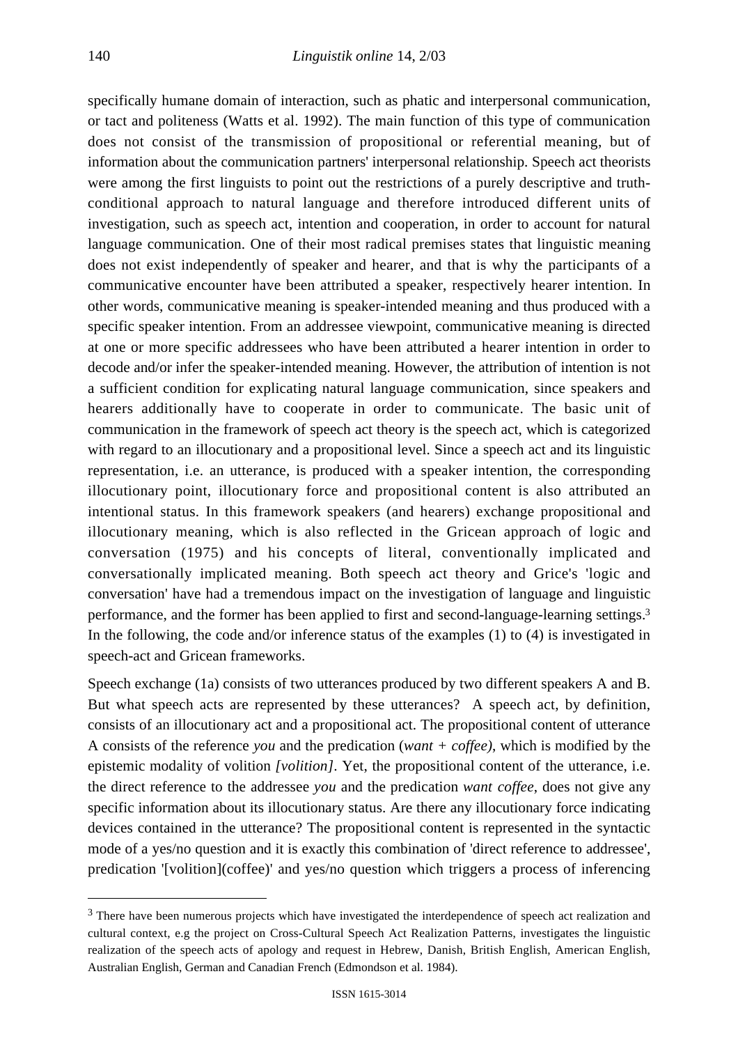specifically humane domain of interaction, such as phatic and interpersonal communication, or tact and politeness (Watts et al. 1992). The main function of this type of communication does not consist of the transmission of propositional or referential meaning, but of information about the communication partners' interpersonal relationship. Speech act theorists were among the first linguists to point out the restrictions of a purely descriptive and truth-conditional approach to natural language and therefore introduced different units of investigation, such as speech act, intention and cooperation, in order to account for natural language communication. One of their most radical premises states that linguistic meaning does not exist independently of speaker and hearer, and that is why the participants of a communicative encounter have been attributed a speaker, respectively hearer intention. In other words, communicative meaning is speaker-intended meaning and thus produced with a specific speaker intention. From an addressee viewpoint, communicative meaning is directed at one or more specific addressees who have been attributed a hearer intention in order to decode and/or infer the speaker-intended meaning. However, the attribution of intention is not a sufficient condition for explicating natural language communication, since speakers and hearers additionally have to cooperate in order to communicate. The basic unit of communication in the framework of speech act theory is the speech act, which is categorized with regard to an illocutionary and a propositional level. Since a speech act and its linguistic representation, i.e. an utterance, is produced with a speaker intention, the corresponding illocutionary point, illocutionary force and propositional content is also attributed an intentional status. In this framework speakers (and hearers) exchange propositional and illocutionary meaning, which is also reflected in the Gricean approach of logic and conversation (1975) and his concepts of literal, conventionally implicated and conversationally implicated meaning. Both speech act theory and Grice's 'logic and conversation' have had a tremendous impact on the investigation of language and linguistic performance, and the former has been applied to first and second-language-learning settings.[3] In the following, the code and/or inference status of the examples (1) to (4) is investigated in speech-act and Gricean frameworks.

Speech exchange (1a) consists of two utterances produced by two different speakers A and B. But what speech acts are represented by these utterances? A speech act, by definition, consists of an illocutionary act and a propositional act. The propositional content of utterance A consists of the reference *you* and the predication (*want + coffee)*, which is modified by the epistemic modality of volition *[volition]*. Yet, the propositional content of the utterance, i.e. the direct reference to the addressee *you* and the predication *want coffee*, does not give any specific information about its illocutionary status. Are there any illocutionary force indicating devices contained in the utterance? The propositional content is represented in the syntactic mode of a yes/no question and it is exactly this combination of 'direct reference to addressee', predication '[volition](coffee)' and yes/no question which triggers a process of inferencing

---

[3] There have been numerous projects which have investigated the interdependence of speech act realization and cultural context, e.g the project on Cross-Cultural Speech Act Realization Patterns, investigates the linguistic realization of the speech acts of apology and request in Hebrew, Danish, British English, American English, Australian English, German and Canadian French (Edmondson et al. 1984).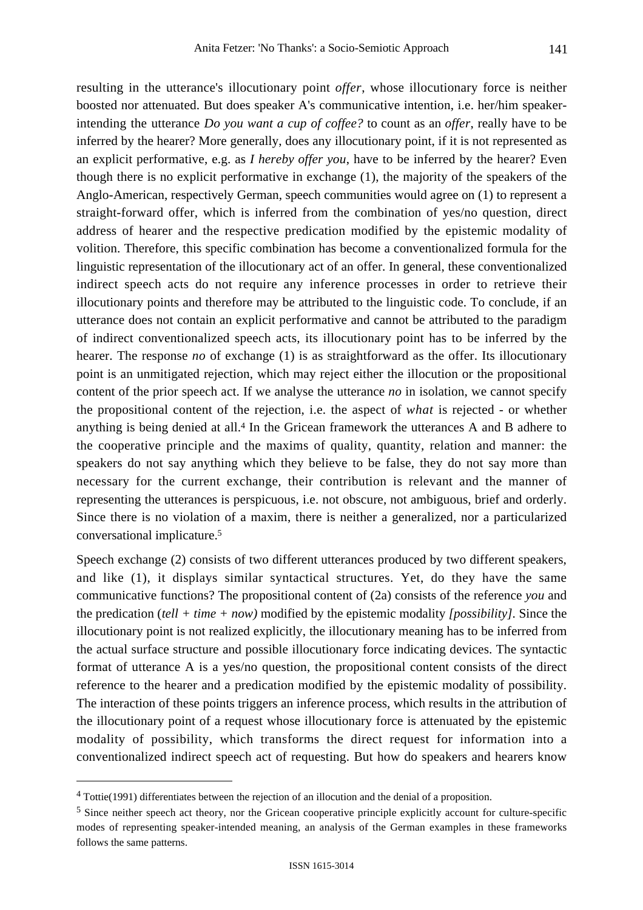resulting in the utterance's illocutionary point *offer*, whose illocutionary force is neither boosted nor attenuated. But does speaker A's communicative intention, i.e. her/him speaker-intending the utterance *Do you want a cup of coffee?* to count as an *offer*, really have to be inferred by the hearer? More generally, does any illocutionary point, if it is not represented as an explicit performative, e.g. as *I hereby offer you*, have to be inferred by the hearer? Even though there is no explicit performative in exchange (1), the majority of the speakers of the Anglo-American, respectively German, speech communities would agree on (1) to represent a straight-forward offer, which is inferred from the combination of yes/no question, direct address of hearer and the respective predication modified by the epistemic modality of volition. Therefore, this specific combination has become a conventionalized formula for the linguistic representation of the illocutionary act of an offer. In general, these conventionalized indirect speech acts do not require any inference processes in order to retrieve their illocutionary points and therefore may be attributed to the linguistic code. To conclude, if an utterance does not contain an explicit performative and cannot be attributed to the paradigm of indirect conventionalized speech acts, its illocutionary point has to be inferred by the hearer. The response *no* of exchange (1) is as straightforward as the offer. Its illocutionary point is an unmitigated rejection, which may reject either the illocution or the propositional content of the prior speech act. If we analyse the utterance *no* in isolation, we cannot specify the propositional content of the rejection, i.e. the aspect of *what* is rejected - or whether anything is being denied at all.[4] In the Gricean framework the utterances A and B adhere to the cooperative principle and the maxims of quality, quantity, relation and manner: the speakers do not say anything which they believe to be false, they do not say more than necessary for the current exchange, their contribution is relevant and the manner of representing the utterances is perspicuous, i.e. not obscure, not ambiguous, brief and orderly. Since there is no violation of a maxim, there is neither a generalized, nor a particularized conversational implicature.[5]

Speech exchange (2) consists of two different utterances produced by two different speakers, and like (1), it displays similar syntactical structures. Yet, do they have the same communicative functions? The propositional content of (2a) consists of the reference *you* and the predication (*tell + time + now)* modified by the epistemic modality *[possibility]*. Since the illocutionary point is not realized explicitly, the illocutionary meaning has to be inferred from the actual surface structure and possible illocutionary force indicating devices. The syntactic format of utterance A is a yes/no question, the propositional content consists of the direct reference to the hearer and a predication modified by the epistemic modality of possibility. The interaction of these points triggers an inference process, which results in the attribution of the illocutionary point of a request whose illocutionary force is attenuated by the epistemic modality of possibility, which transforms the direct request for information into a conventionalized indirect speech act of requesting. But how do speakers and hearers know

---

[4] Tottie(1991) differentiates between the rejection of an illocution and the denial of a proposition.

[5] Since neither speech act theory, nor the Gricean cooperative principle explicitly account for culture-specific modes of representing speaker-intended meaning, an analysis of the German examples in these frameworks follows the same patterns.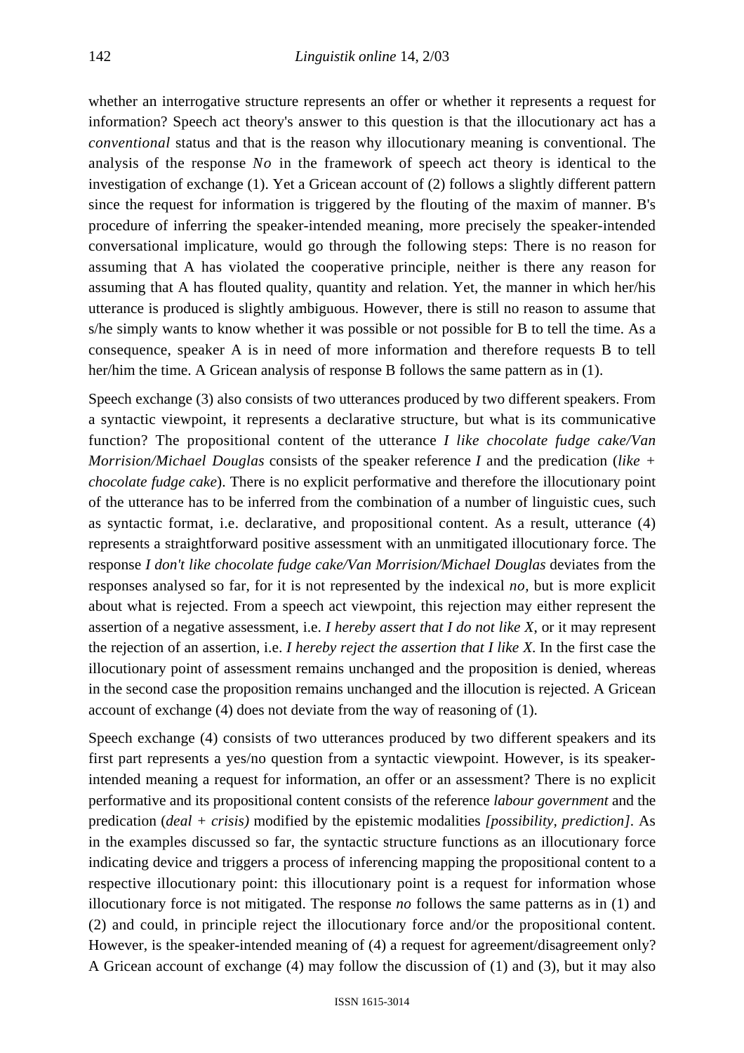whether an interrogative structure represents an offer or whether it represents a request for information? Speech act theory's answer to this question is that the illocutionary act has a *conventional* status and that is the reason why illocutionary meaning is conventional. The analysis of the response *No* in the framework of speech act theory is identical to the investigation of exchange (1). Yet a Gricean account of (2) follows a slightly different pattern since the request for information is triggered by the flouting of the maxim of manner. B's procedure of inferring the speaker-intended meaning, more precisely the speaker-intended conversational implicature, would go through the following steps: There is no reason for assuming that A has violated the cooperative principle, neither is there any reason for assuming that A has flouted quality, quantity and relation. Yet, the manner in which her/his utterance is produced is slightly ambiguous. However, there is still no reason to assume that s/he simply wants to know whether it was possible or not possible for B to tell the time. As a consequence, speaker A is in need of more information and therefore requests B to tell her/him the time. A Gricean analysis of response B follows the same pattern as in (1).

Speech exchange (3) also consists of two utterances produced by two different speakers. From a syntactic viewpoint, it represents a declarative structure, but what is its communicative function? The propositional content of the utterance *I like chocolate fudge cake/Van Morrision/Michael Douglas* consists of the speaker reference *I* and the predication (*like + chocolate fudge cake*). There is no explicit performative and therefore the illocutionary point of the utterance has to be inferred from the combination of a number of linguistic cues, such as syntactic format, i.e. declarative, and propositional content. As a result, utterance (4) represents a straightforward positive assessment with an unmitigated illocutionary force. The response *I don't like chocolate fudge cake/Van Morrision/Michael Douglas* deviates from the responses analysed so far, for it is not represented by the indexical *no,* but is more explicit about what is rejected. From a speech act viewpoint, this rejection may either represent the assertion of a negative assessment, i.e. *I hereby assert that I do not like X*, or it may represent the rejection of an assertion, i.e. *I hereby reject the assertion that I like X*. In the first case the illocutionary point of assessment remains unchanged and the proposition is denied, whereas in the second case the proposition remains unchanged and the illocution is rejected. A Gricean account of exchange (4) does not deviate from the way of reasoning of (1).

Speech exchange (4) consists of two utterances produced by two different speakers and its first part represents a yes/no question from a syntactic viewpoint. However, is its speaker-intended meaning a request for information, an offer or an assessment? There is no explicit performative and its propositional content consists of the reference *labour government* and the predication (*deal + crisis)* modified by the epistemic modalities *[possibility, prediction]*. As in the examples discussed so far, the syntactic structure functions as an illocutionary force indicating device and triggers a process of inferencing mapping the propositional content to a respective illocutionary point: this illocutionary point is a request for information whose illocutionary force is not mitigated. The response *no* follows the same patterns as in (1) and (2) and could, in principle reject the illocutionary force and/or the propositional content. However, is the speaker-intended meaning of (4) a request for agreement/disagreement only? A Gricean account of exchange (4) may follow the discussion of (1) and (3), but it may also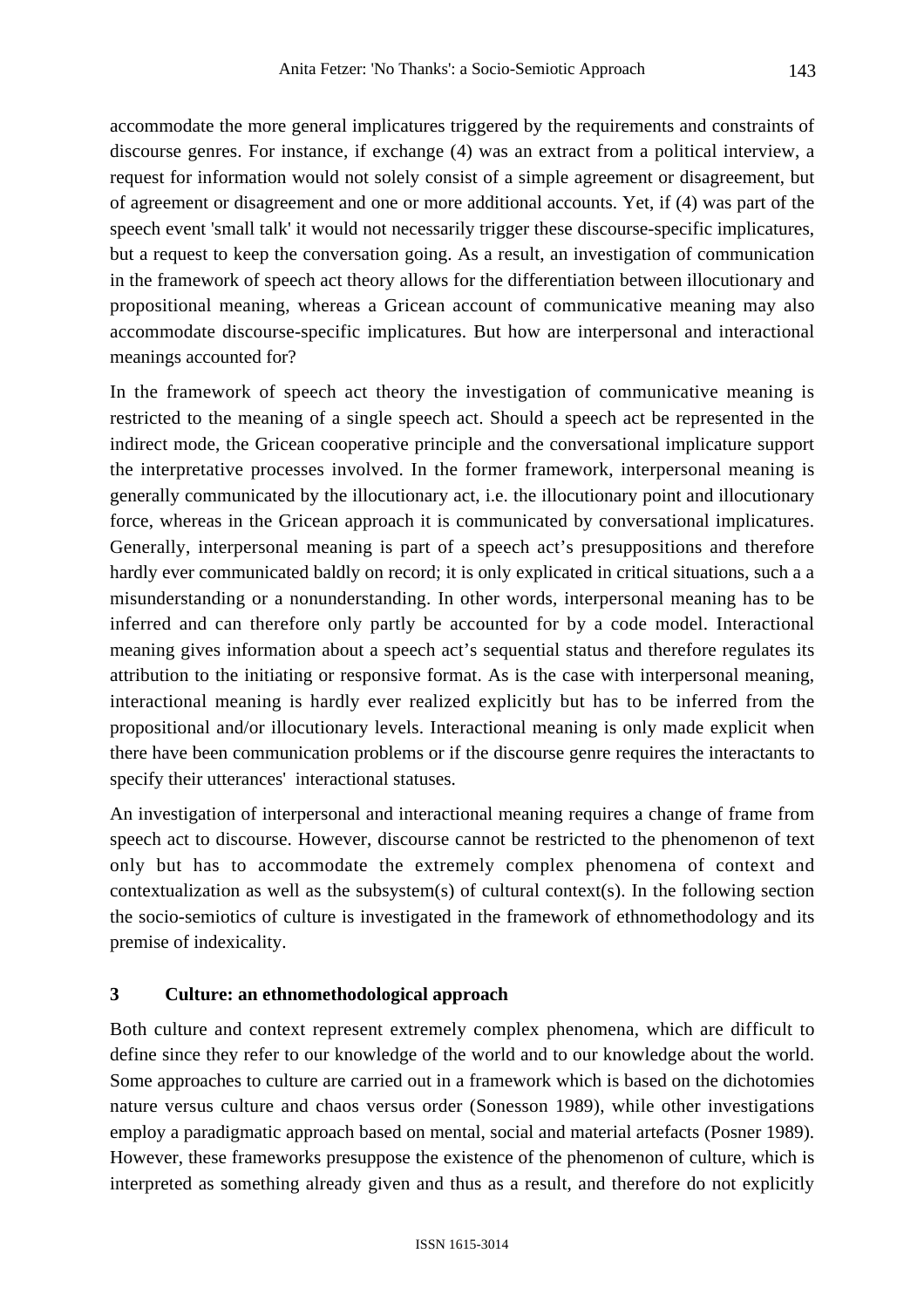accommodate the more general implicatures triggered by the requirements and constraints of discourse genres. For instance, if exchange (4) was an extract from a political interview, a request for information would not solely consist of a simple agreement or disagreement, but of agreement or disagreement and one or more additional accounts. Yet, if (4) was part of the speech event 'small talk' it would not necessarily trigger these discourse-specific implicatures, but a request to keep the conversation going. As a result, an investigation of communication in the framework of speech act theory allows for the differentiation between illocutionary and propositional meaning, whereas a Gricean account of communicative meaning may also accommodate discourse-specific implicatures. But how are interpersonal and interactional meanings accounted for?

In the framework of speech act theory the investigation of communicative meaning is restricted to the meaning of a single speech act. Should a speech act be represented in the indirect mode, the Gricean cooperative principle and the conversational implicature support the interpretative processes involved. In the former framework, interpersonal meaning is generally communicated by the illocutionary act, i.e. the illocutionary point and illocutionary force, whereas in the Gricean approach it is communicated by conversational implicatures. Generally, interpersonal meaning is part of a speech act's presuppositions and therefore hardly ever communicated baldly on record; it is only explicated in critical situations, such a a misunderstanding or a nonunderstanding. In other words, interpersonal meaning has to be inferred and can therefore only partly be accounted for by a code model. Interactional meaning gives information about a speech act's sequential status and therefore regulates its attribution to the initiating or responsive format. As is the case with interpersonal meaning, interactional meaning is hardly ever realized explicitly but has to be inferred from the propositional and/or illocutionary levels. Interactional meaning is only made explicit when there have been communication problems or if the discourse genre requires the interactants to specify their utterances' interactional statuses.

An investigation of interpersonal and interactional meaning requires a change of frame from speech act to discourse. However, discourse cannot be restricted to the phenomenon of text only but has to accommodate the extremely complex phenomena of context and contextualization as well as the subsystem(s) of cultural context(s). In the following section the socio-semiotics of culture is investigated in the framework of ethnomethodology and its premise of indexicality.

## 3 Culture: an ethnomethodological approach

Both culture and context represent extremely complex phenomena, which are difficult to define since they refer to our knowledge of the world and to our knowledge about the world. Some approaches to culture are carried out in a framework which is based on the dichotomies nature versus culture and chaos versus order (Sonesson 1989), while other investigations employ a paradigmatic approach based on mental, social and material artefacts (Posner 1989). However, these frameworks presuppose the existence of the phenomenon of culture, which is interpreted as something already given and thus as a result, and therefore do not explicitly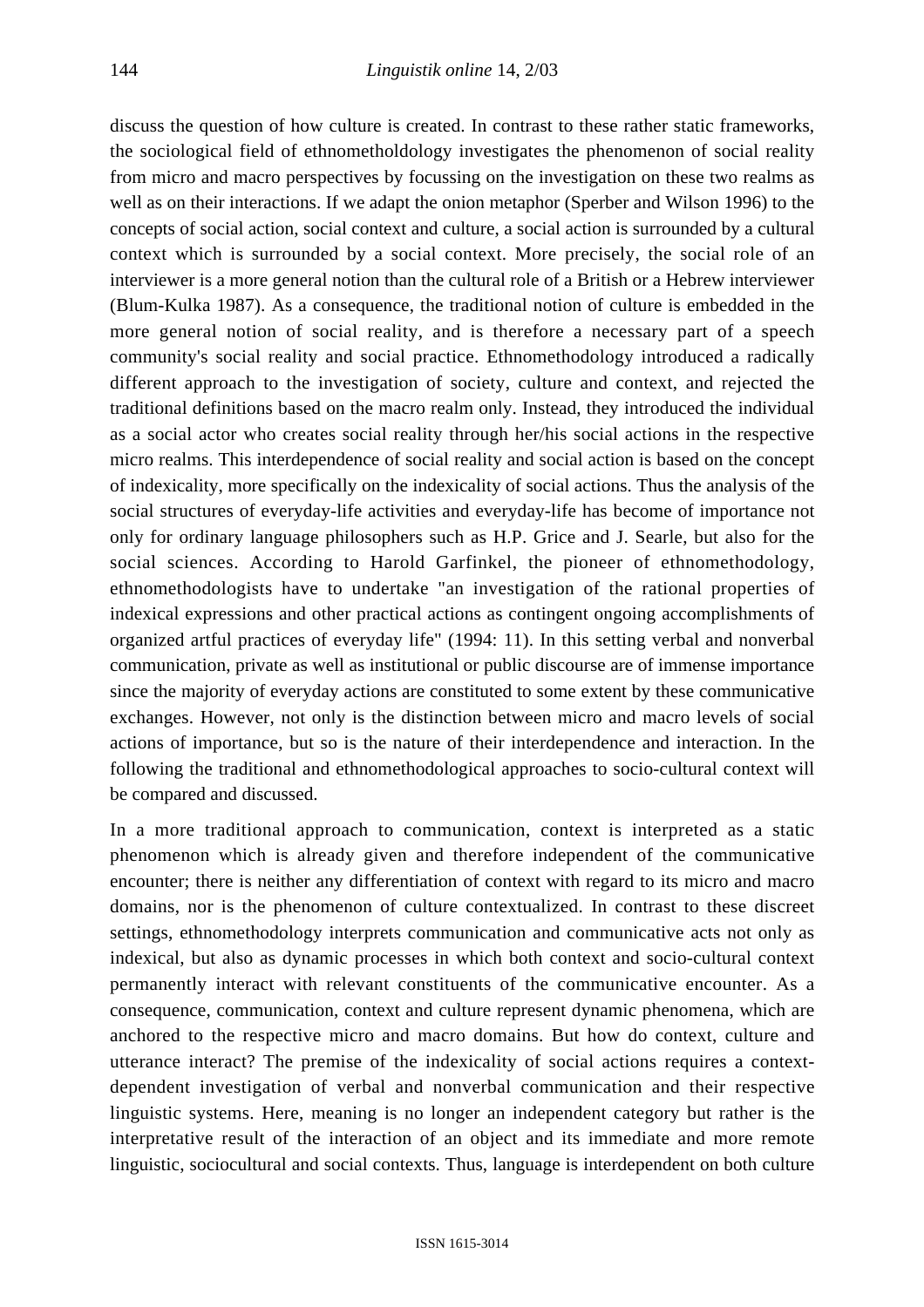discuss the question of how culture is created. In contrast to these rather static frameworks, the sociological field of ethnometholdology investigates the phenomenon of social reality from micro and macro perspectives by focussing on the investigation on these two realms as well as on their interactions. If we adapt the onion metaphor (Sperber and Wilson 1996) to the concepts of social action, social context and culture, a social action is surrounded by a cultural context which is surrounded by a social context. More precisely, the social role of an interviewer is a more general notion than the cultural role of a British or a Hebrew interviewer (Blum-Kulka 1987). As a consequence, the traditional notion of culture is embedded in the more general notion of social reality, and is therefore a necessary part of a speech community's social reality and social practice. Ethnomethodology introduced a radically different approach to the investigation of society, culture and context, and rejected the traditional definitions based on the macro realm only. Instead, they introduced the individual as a social actor who creates social reality through her/his social actions in the respective micro realms. This interdependence of social reality and social action is based on the concept of indexicality, more specifically on the indexicality of social actions. Thus the analysis of the social structures of everyday-life activities and everyday-life has become of importance not only for ordinary language philosophers such as H.P. Grice and J. Searle, but also for the social sciences. According to Harold Garfinkel, the pioneer of ethnomethodology, ethnomethodologists have to undertake "an investigation of the rational properties of indexical expressions and other practical actions as contingent ongoing accomplishments of organized artful practices of everyday life" (1994: 11). In this setting verbal and nonverbal communication, private as well as institutional or public discourse are of immense importance since the majority of everyday actions are constituted to some extent by these communicative exchanges. However, not only is the distinction between micro and macro levels of social actions of importance, but so is the nature of their interdependence and interaction. In the following the traditional and ethnomethodological approaches to socio-cultural context will be compared and discussed.

In a more traditional approach to communication, context is interpreted as a static phenomenon which is already given and therefore independent of the communicative encounter; there is neither any differentiation of context with regard to its micro and macro domains, nor is the phenomenon of culture contextualized. In contrast to these discreet settings, ethnomethodology interprets communication and communicative acts not only as indexical, but also as dynamic processes in which both context and socio-cultural context permanently interact with relevant constituents of the communicative encounter. As a consequence, communication, context and culture represent dynamic phenomena, which are anchored to the respective micro and macro domains. But how do context, culture and utterance interact? The premise of the indexicality of social actions requires a context-dependent investigation of verbal and nonverbal communication and their respective linguistic systems. Here, meaning is no longer an independent category but rather is the interpretative result of the interaction of an object and its immediate and more remote linguistic, sociocultural and social contexts. Thus, language is interdependent on both culture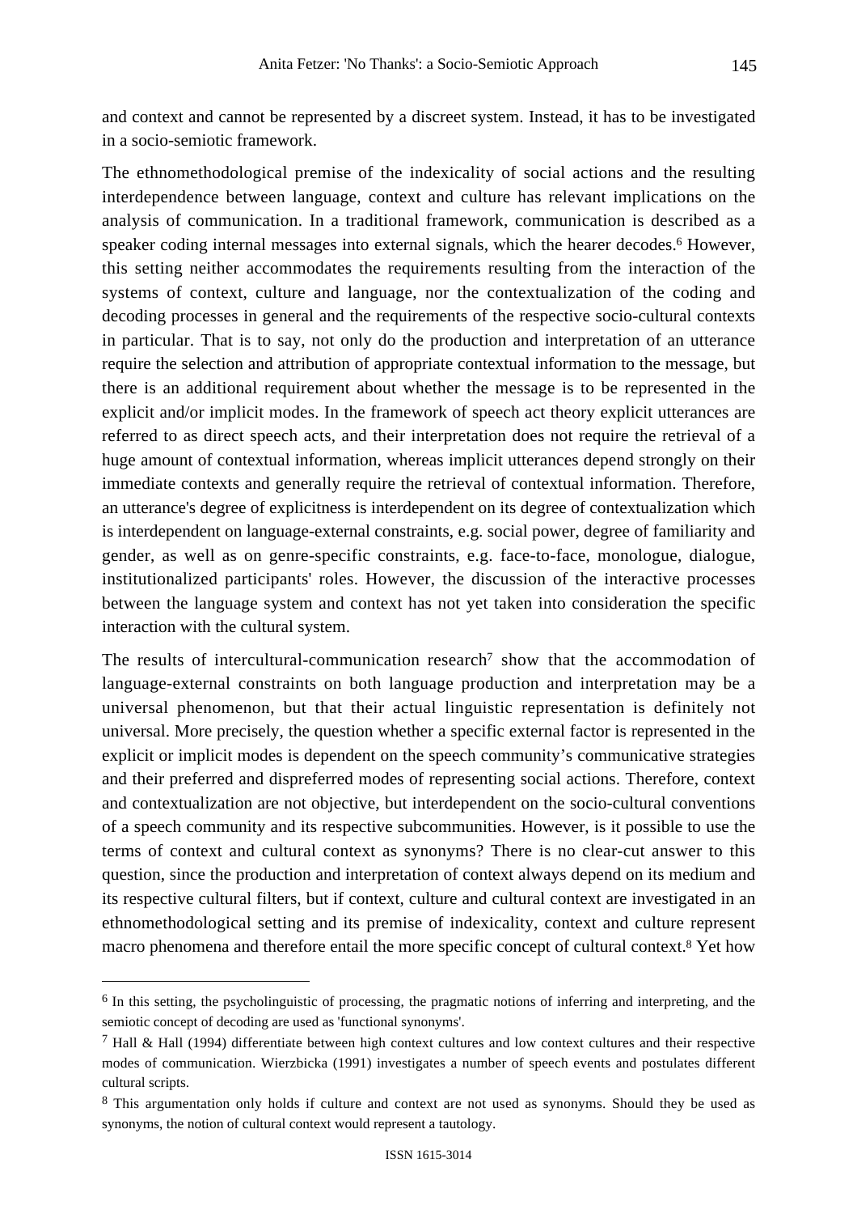and context and cannot be represented by a discreet system. Instead, it has to be investigated in a socio-semiotic framework.

The ethnomethodological premise of the indexicality of social actions and the resulting interdependence between language, context and culture has relevant implications on the analysis of communication. In a traditional framework, communication is described as a speaker coding internal messages into external signals, which the hearer decodes.[6] However, this setting neither accommodates the requirements resulting from the interaction of the systems of context, culture and language, nor the contextualization of the coding and decoding processes in general and the requirements of the respective socio-cultural contexts in particular. That is to say, not only do the production and interpretation of an utterance require the selection and attribution of appropriate contextual information to the message, but there is an additional requirement about whether the message is to be represented in the explicit and/or implicit modes. In the framework of speech act theory explicit utterances are referred to as direct speech acts, and their interpretation does not require the retrieval of a huge amount of contextual information, whereas implicit utterances depend strongly on their immediate contexts and generally require the retrieval of contextual information. Therefore, an utterance's degree of explicitness is interdependent on its degree of contextualization which is interdependent on language-external constraints, e.g. social power, degree of familiarity and gender, as well as on genre-specific constraints, e.g. face-to-face, monologue, dialogue, institutionalized participants' roles. However, the discussion of the interactive processes between the language system and context has not yet taken into consideration the specific interaction with the cultural system.

The results of intercultural-communication research[7] show that the accommodation of language-external constraints on both language production and interpretation may be a universal phenomenon, but that their actual linguistic representation is definitely not universal. More precisely, the question whether a specific external factor is represented in the explicit or implicit modes is dependent on the speech community's communicative strategies and their preferred and dispreferred modes of representing social actions. Therefore, context and contextualization are not objective, but interdependent on the socio-cultural conventions of a speech community and its respective subcommunities. However, is it possible to use the terms of context and cultural context as synonyms? There is no clear-cut answer to this question, since the production and interpretation of context always depend on its medium and its respective cultural filters, but if context, culture and cultural context are investigated in an ethnomethodological setting and its premise of indexicality, context and culture represent macro phenomena and therefore entail the more specific concept of cultural context.[8] Yet how

---

[6] In this setting, the psycholinguistic of processing, the pragmatic notions of inferring and interpreting, and the semiotic concept of decoding are used as 'functional synonyms'.

[7] Hall & Hall (1994) differentiate between high context cultures and low context cultures and their respective modes of communication. Wierzbicka (1991) investigates a number of speech events and postulates different cultural scripts.

[8] This argumentation only holds if culture and context are not used as synonyms. Should they be used as synonyms, the notion of cultural context would represent a tautology.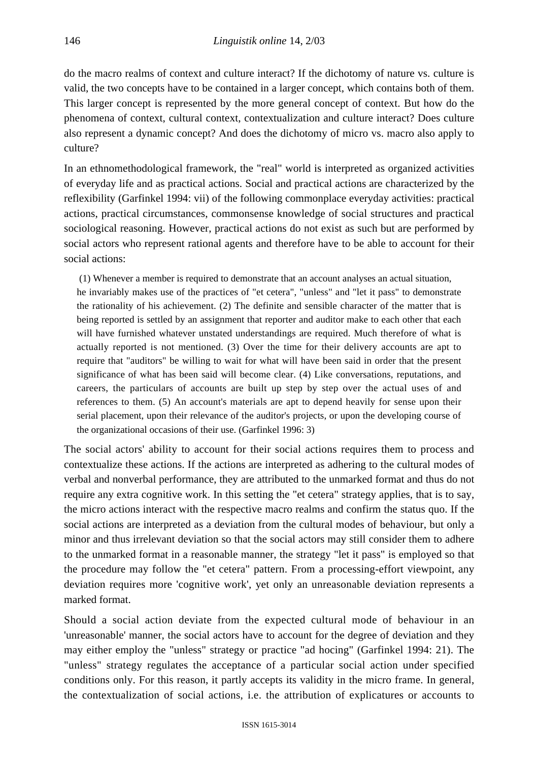do the macro realms of context and culture interact? If the dichotomy of nature vs. culture is valid, the two concepts have to be contained in a larger concept, which contains both of them. This larger concept is represented by the more general concept of context. But how do the phenomena of context, cultural context, contextualization and culture interact? Does culture also represent a dynamic concept? And does the dichotomy of micro vs. macro also apply to culture?

In an ethnomethodological framework, the "real" world is interpreted as organized activities of everyday life and as practical actions. Social and practical actions are characterized by the reflexibility (Garfinkel 1994: vii) of the following commonplace everyday activities: practical actions, practical circumstances, commonsense knowledge of social structures and practical sociological reasoning. However, practical actions do not exist as such but are performed by social actors who represent rational agents and therefore have to be able to account for their social actions:

> (1) Whenever a member is required to demonstrate that an account analyses an actual situation, he invariably makes use of the practices of "et cetera", "unless" and "let it pass" to demonstrate the rationality of his achievement. (2) The definite and sensible character of the matter that is being reported is settled by an assignment that reporter and auditor make to each other that each will have furnished whatever unstated understandings are required. Much therefore of what is actually reported is not mentioned. (3) Over the time for their delivery accounts are apt to require that "auditors" be willing to wait for what will have been said in order that the present significance of what has been said will become clear. (4) Like conversations, reputations, and careers, the particulars of accounts are built up step by step over the actual uses of and references to them. (5) An account's materials are apt to depend heavily for sense upon their serial placement, upon their relevance of the auditor's projects, or upon the developing course of the organizational occasions of their use. (Garfinkel 1996: 3)

The social actors' ability to account for their social actions requires them to process and contextualize these actions. If the actions are interpreted as adhering to the cultural modes of verbal and nonverbal performance, they are attributed to the unmarked format and thus do not require any extra cognitive work. In this setting the "et cetera" strategy applies, that is to say, the micro actions interact with the respective macro realms and confirm the status quo. If the social actions are interpreted as a deviation from the cultural modes of behaviour, but only a minor and thus irrelevant deviation so that the social actors may still consider them to adhere to the unmarked format in a reasonable manner, the strategy "let it pass" is employed so that the procedure may follow the "et cetera" pattern. From a processing-effort viewpoint, any deviation requires more 'cognitive work', yet only an unreasonable deviation represents a marked format.

Should a social action deviate from the expected cultural mode of behaviour in an 'unreasonable' manner, the social actors have to account for the degree of deviation and they may either employ the "unless" strategy or practice "ad hocing" (Garfinkel 1994: 21). The "unless" strategy regulates the acceptance of a particular social action under specified conditions only. For this reason, it partly accepts its validity in the micro frame. In general, the contextualization of social actions, i.e. the attribution of explicatures or accounts to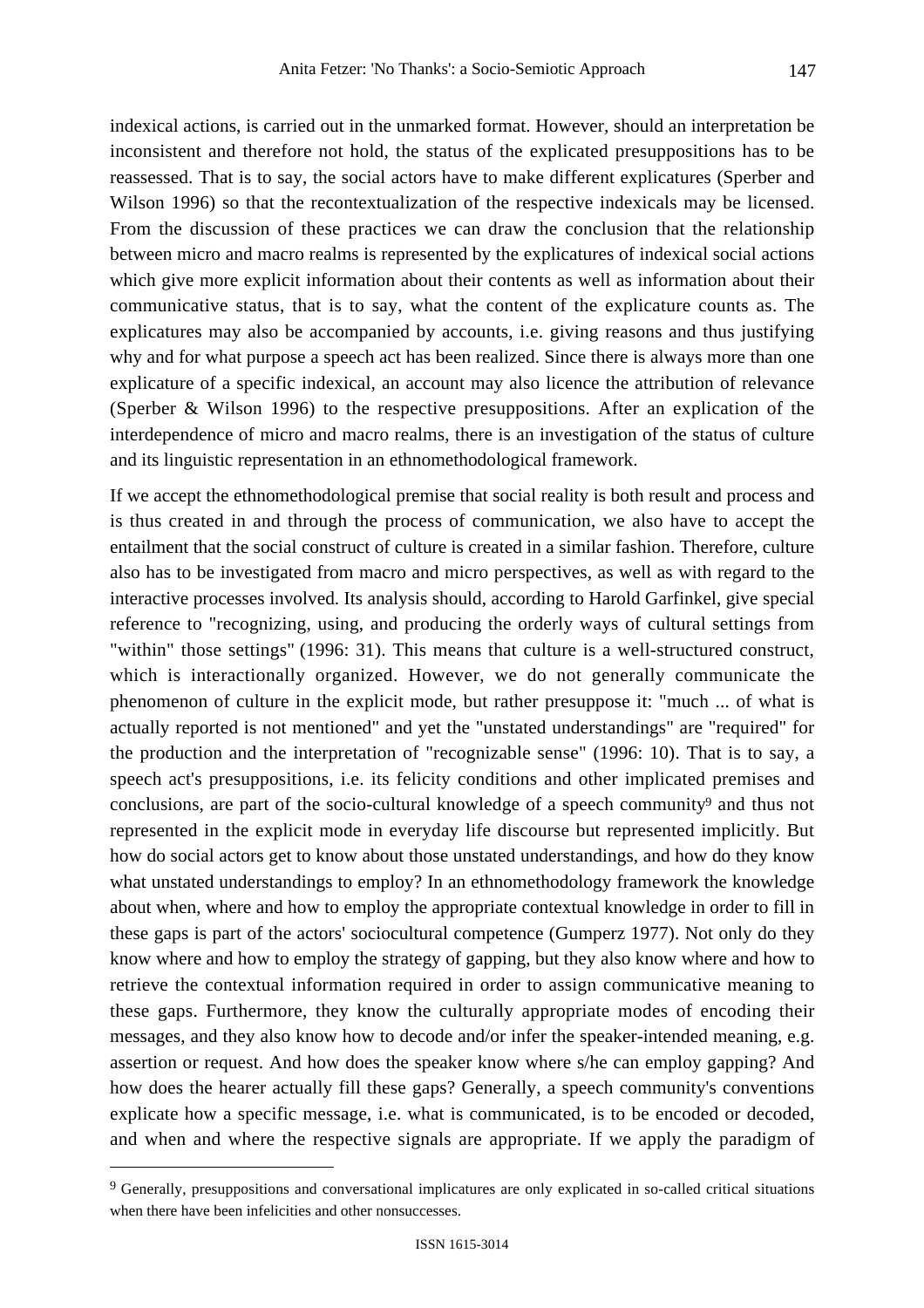indexical actions, is carried out in the unmarked format. However, should an interpretation be inconsistent and therefore not hold, the status of the explicated presuppositions has to be reassessed. That is to say, the social actors have to make different explicatures (Sperber and Wilson 1996) so that the recontextualization of the respective indexicals may be licensed. From the discussion of these practices we can draw the conclusion that the relationship between micro and macro realms is represented by the explicatures of indexical social actions which give more explicit information about their contents as well as information about their communicative status, that is to say, what the content of the explicature counts as. The explicatures may also be accompanied by accounts, i.e. giving reasons and thus justifying why and for what purpose a speech act has been realized. Since there is always more than one explicature of a specific indexical, an account may also licence the attribution of relevance (Sperber & Wilson 1996) to the respective presuppositions. After an explication of the interdependence of micro and macro realms, there is an investigation of the status of culture and its linguistic representation in an ethnomethodological framework.

If we accept the ethnomethodological premise that social reality is both result and process and is thus created in and through the process of communication, we also have to accept the entailment that the social construct of culture is created in a similar fashion. Therefore, culture also has to be investigated from macro and micro perspectives, as well as with regard to the interactive processes involved. Its analysis should, according to Harold Garfinkel, give special reference to "recognizing, using, and producing the orderly ways of cultural settings from "within" those settings" (1996: 31). This means that culture is a well-structured construct, which is interactionally organized. However, we do not generally communicate the phenomenon of culture in the explicit mode, but rather presuppose it: "much ... of what is actually reported is not mentioned" and yet the "unstated understandings" are "required" for the production and the interpretation of "recognizable sense" (1996: 10). That is to say, a speech act's presuppositions, i.e. its felicity conditions and other implicated premises and conclusions, are part of the socio-cultural knowledge of a speech community[9] and thus not represented in the explicit mode in everyday life discourse but represented implicitly. But how do social actors get to know about those unstated understandings, and how do they know what unstated understandings to employ? In an ethnomethodology framework the knowledge about when, where and how to employ the appropriate contextual knowledge in order to fill in these gaps is part of the actors' sociocultural competence (Gumperz 1977). Not only do they know where and how to employ the strategy of gapping, but they also know where and how to retrieve the contextual information required in order to assign communicative meaning to these gaps. Furthermore, they know the culturally appropriate modes of encoding their messages, and they also know how to decode and/or infer the speaker-intended meaning, e.g. assertion or request. And how does the speaker know where s/he can employ gapping? And how does the hearer actually fill these gaps? Generally, a speech community's conventions explicate how a specific message, i.e. what is communicated, is to be encoded or decoded, and when and where the respective signals are appropriate. If we apply the paradigm of

[9] Generally, presuppositions and conversational implicatures are only explicated in so-called critical situations when there have been infelicities and other nonsuccesses.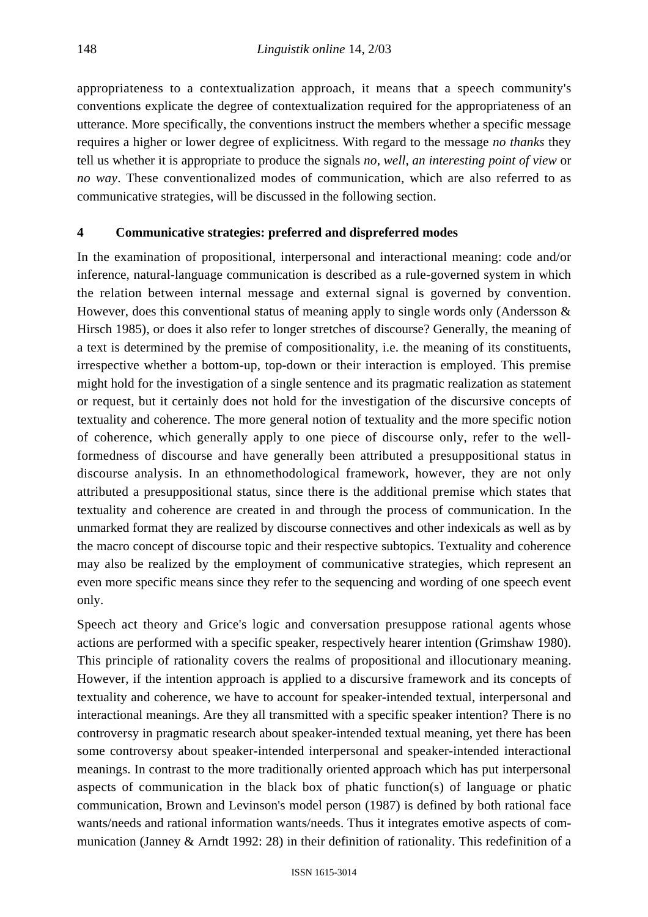appropriateness to a contextualization approach, it means that a speech community's conventions explicate the degree of contextualization required for the appropriateness of an utterance. More specifically, the conventions instruct the members whether a specific message requires a higher or lower degree of explicitness. With regard to the message *no thanks* they tell us whether it is appropriate to produce the signals *no*, *well*, *an interesting point of view* or *no way*. These conventionalized modes of communication, which are also referred to as communicative strategies, will be discussed in the following section.

## 4 Communicative strategies: preferred and dispreferred modes

In the examination of propositional, interpersonal and interactional meaning: code and/or inference, natural-language communication is described as a rule-governed system in which the relation between internal message and external signal is governed by convention. However, does this conventional status of meaning apply to single words only (Andersson & Hirsch 1985), or does it also refer to longer stretches of discourse? Generally, the meaning of a text is determined by the premise of compositionality, i.e. the meaning of its constituents, irrespective whether a bottom-up, top-down or their interaction is employed. This premise might hold for the investigation of a single sentence and its pragmatic realization as statement or request, but it certainly does not hold for the investigation of the discursive concepts of textuality and coherence. The more general notion of textuality and the more specific notion of coherence, which generally apply to one piece of discourse only, refer to the well-formedness of discourse and have generally been attributed a presuppositional status in discourse analysis. In an ethnomethodological framework, however, they are not only attributed a presuppositional status, since there is the additional premise which states that textuality and coherence are created in and through the process of communication. In the unmarked format they are realized by discourse connectives and other indexicals as well as by the macro concept of discourse topic and their respective subtopics. Textuality and coherence may also be realized by the employment of communicative strategies, which represent an even more specific means since they refer to the sequencing and wording of one speech event only.

Speech act theory and Grice's logic and conversation presuppose rational agents whose actions are performed with a specific speaker, respectively hearer intention (Grimshaw 1980). This principle of rationality covers the realms of propositional and illocutionary meaning. However, if the intention approach is applied to a discursive framework and its concepts of textuality and coherence, we have to account for speaker-intended textual, interpersonal and interactional meanings. Are they all transmitted with a specific speaker intention? There is no controversy in pragmatic research about speaker-intended textual meaning, yet there has been some controversy about speaker-intended interpersonal and speaker-intended interactional meanings. In contrast to the more traditionally oriented approach which has put interpersonal aspects of communication in the black box of phatic function(s) of language or phatic communication, Brown and Levinson's model person (1987) is defined by both rational face wants/needs and rational information wants/needs. Thus it integrates emotive aspects of communication (Janney & Arndt 1992: 28) in their definition of rationality. This redefinition of a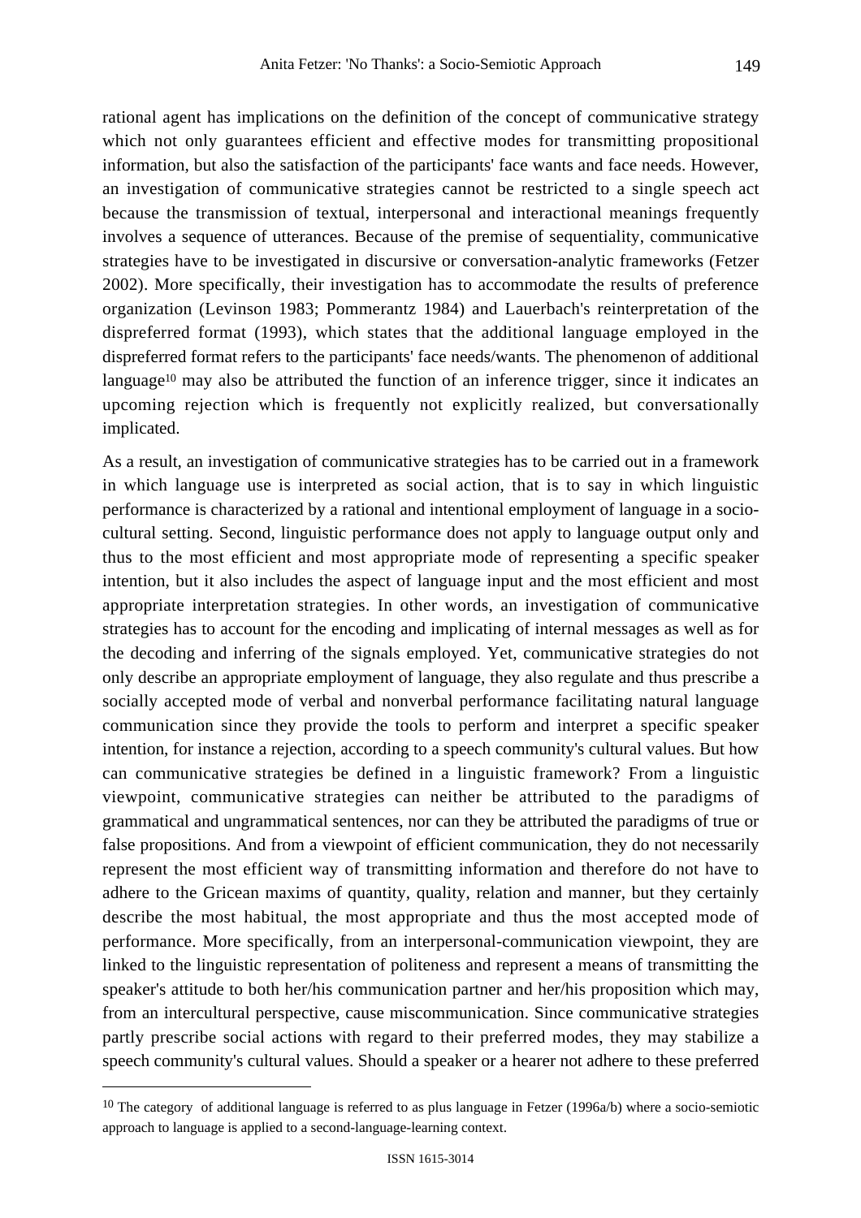rational agent has implications on the definition of the concept of communicative strategy which not only guarantees efficient and effective modes for transmitting propositional information, but also the satisfaction of the participants' face wants and face needs. However, an investigation of communicative strategies cannot be restricted to a single speech act because the transmission of textual, interpersonal and interactional meanings frequently involves a sequence of utterances. Because of the premise of sequentiality, communicative strategies have to be investigated in discursive or conversation-analytic frameworks (Fetzer 2002). More specifically, their investigation has to accommodate the results of preference organization (Levinson 1983; Pommerantz 1984) and Lauerbach's reinterpretation of the dispreferred format (1993), which states that the additional language employed in the dispreferred format refers to the participants' face needs/wants. The phenomenon of additional language[10] may also be attributed the function of an inference trigger, since it indicates an upcoming rejection which is frequently not explicitly realized, but conversationally implicated.

As a result, an investigation of communicative strategies has to be carried out in a framework in which language use is interpreted as social action, that is to say in which linguistic performance is characterized by a rational and intentional employment of language in a socio-cultural setting. Second, linguistic performance does not apply to language output only and thus to the most efficient and most appropriate mode of representing a specific speaker intention, but it also includes the aspect of language input and the most efficient and most appropriate interpretation strategies. In other words, an investigation of communicative strategies has to account for the encoding and implicating of internal messages as well as for the decoding and inferring of the signals employed. Yet, communicative strategies do not only describe an appropriate employment of language, they also regulate and thus prescribe a socially accepted mode of verbal and nonverbal performance facilitating natural language communication since they provide the tools to perform and interpret a specific speaker intention, for instance a rejection, according to a speech community's cultural values. But how can communicative strategies be defined in a linguistic framework? From a linguistic viewpoint, communicative strategies can neither be attributed to the paradigms of grammatical and ungrammatical sentences, nor can they be attributed the paradigms of true or false propositions. And from a viewpoint of efficient communication, they do not necessarily represent the most efficient way of transmitting information and therefore do not have to adhere to the Gricean maxims of quantity, quality, relation and manner, but they certainly describe the most habitual, the most appropriate and thus the most accepted mode of performance. More specifically, from an interpersonal-communication viewpoint, they are linked to the linguistic representation of politeness and represent a means of transmitting the speaker's attitude to both her/his communication partner and her/his proposition which may, from an intercultural perspective, cause miscommunication. Since communicative strategies partly prescribe social actions with regard to their preferred modes, they may stabilize a speech community's cultural values. Should a speaker or a hearer not adhere to these preferred

[10] The category of additional language is referred to as plus language in Fetzer (1996a/b) where a socio-semiotic approach to language is applied to a second-language-learning context.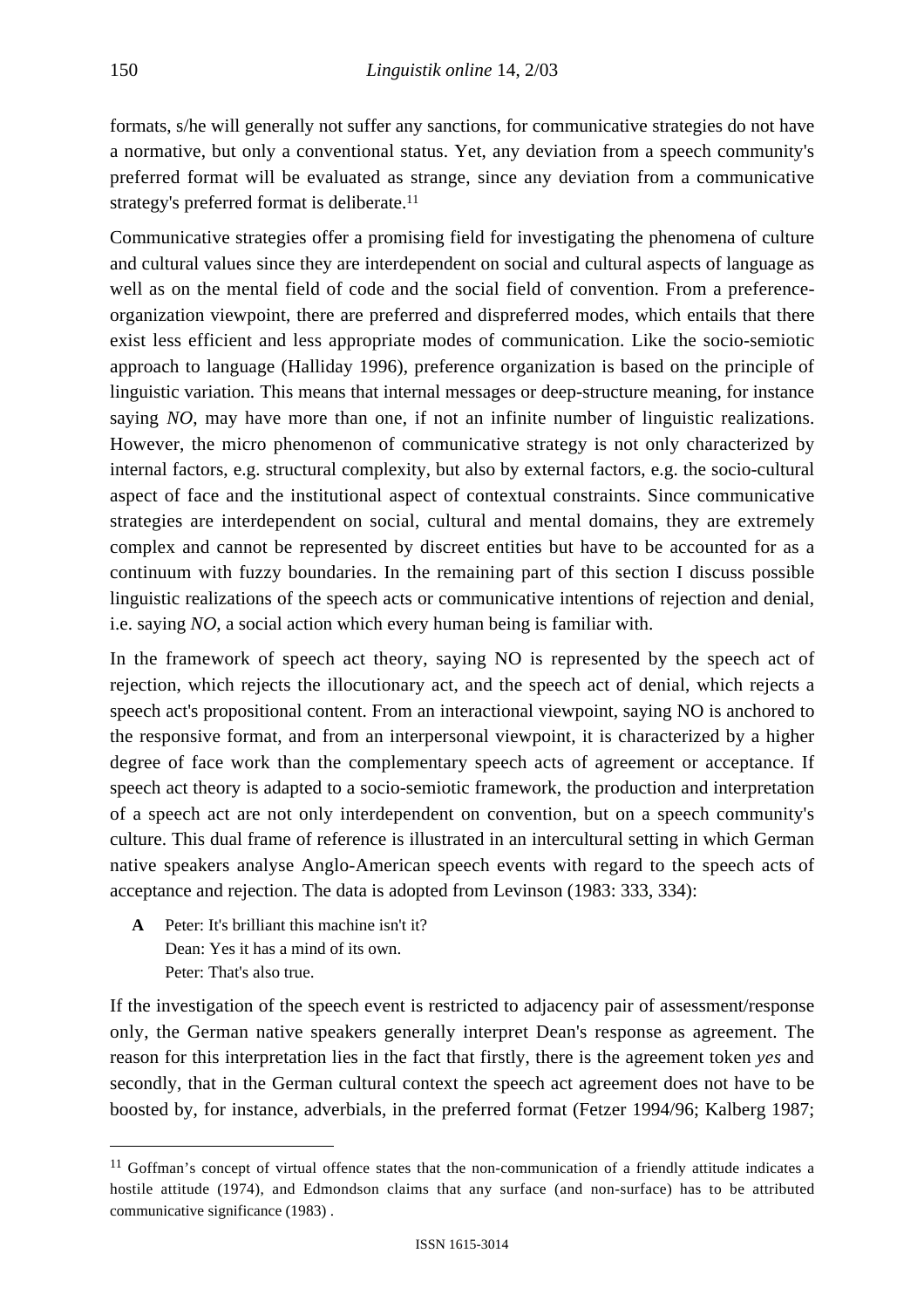formats, s/he will generally not suffer any sanctions, for communicative strategies do not have a normative, but only a conventional status. Yet, any deviation from a speech community's preferred format will be evaluated as strange, since any deviation from a communicative strategy's preferred format is deliberate.[11]

Communicative strategies offer a promising field for investigating the phenomena of culture and cultural values since they are interdependent on social and cultural aspects of language as well as on the mental field of code and the social field of convention. From a preference-organization viewpoint, there are preferred and dispreferred modes, which entails that there exist less efficient and less appropriate modes of communication. Like the socio-semiotic approach to language (Halliday 1996), preference organization is based on the principle of linguistic variation. This means that internal messages or deep-structure meaning, for instance saying *NO*, may have more than one, if not an infinite number of linguistic realizations. However, the micro phenomenon of communicative strategy is not only characterized by internal factors, e.g. structural complexity, but also by external factors, e.g. the socio-cultural aspect of face and the institutional aspect of contextual constraints. Since communicative strategies are interdependent on social, cultural and mental domains, they are extremely complex and cannot be represented by discreet entities but have to be accounted for as a continuum with fuzzy boundaries. In the remaining part of this section I discuss possible linguistic realizations of the speech acts or communicative intentions of rejection and denial, i.e. saying *NO*, a social action which every human being is familiar with.

In the framework of speech act theory, saying NO is represented by the speech act of rejection, which rejects the illocutionary act, and the speech act of denial, which rejects a speech act's propositional content. From an interactional viewpoint, saying NO is anchored to the responsive format, and from an interpersonal viewpoint, it is characterized by a higher degree of face work than the complementary speech acts of agreement or acceptance. If speech act theory is adapted to a socio-semiotic framework, the production and interpretation of a speech act are not only interdependent on convention, but on a speech community's culture. This dual frame of reference is illustrated in an intercultural setting in which German native speakers analyse Anglo-American speech events with regard to the speech acts of acceptance and rejection. The data is adopted from Levinson (1983: 333, 334):

**A** Peter: It's brilliant this machine isn't it?
Dean: Yes it has a mind of its own.
Peter: That's also true.

If the investigation of the speech event is restricted to adjacency pair of assessment/response only, the German native speakers generally interpret Dean's response as agreement. The reason for this interpretation lies in the fact that firstly, there is the agreement token *yes* and secondly, that in the German cultural context the speech act agreement does not have to be boosted by, for instance, adverbials, in the preferred format (Fetzer 1994/96; Kalberg 1987;

---

[11] Goffman's concept of virtual offence states that the non-communication of a friendly attitude indicates a hostile attitude (1974), and Edmondson claims that any surface (and non-surface) has to be attributed communicative significance (1983) .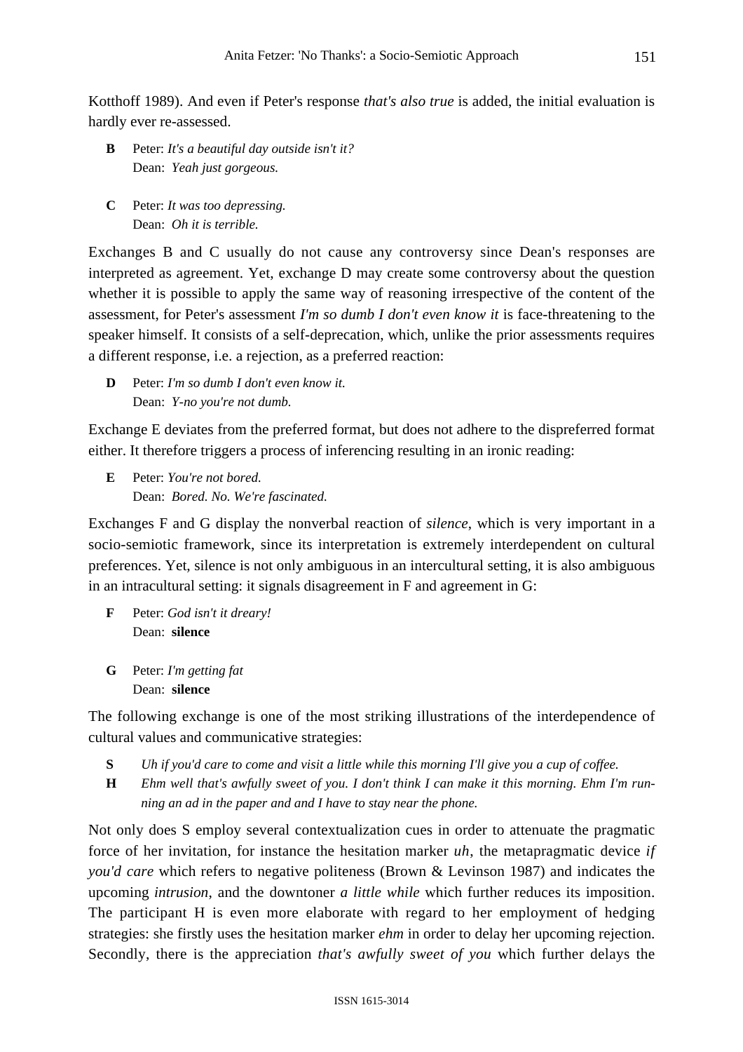Kotthoff 1989). And even if Peter's response *that's also true* is added, the initial evaluation is hardly ever re-assessed.

**B** Peter: *It's a beautiful day outside isn't it?*
Dean: *Yeah just gorgeous.*

**C** Peter: *It was too depressing.*
Dean: *Oh it is terrible.*

Exchanges B and C usually do not cause any controversy since Dean's responses are interpreted as agreement. Yet, exchange D may create some controversy about the question whether it is possible to apply the same way of reasoning irrespective of the content of the assessment, for Peter's assessment *I'm so dumb I don't even know it* is face-threatening to the speaker himself. It consists of a self-deprecation, which, unlike the prior assessments requires a different response, i.e. a rejection, as a preferred reaction:

**D** Peter: *I'm so dumb I don't even know it.*
Dean: *Y-no you're not dumb.*

Exchange E deviates from the preferred format, but does not adhere to the dispreferred format either. It therefore triggers a process of inferencing resulting in an ironic reading:

**E** Peter: *You're not bored.*
Dean: *Bored. No. We're fascinated.*

Exchanges F and G display the nonverbal reaction of *silence*, which is very important in a socio-semiotic framework, since its interpretation is extremely interdependent on cultural preferences. Yet, silence is not only ambiguous in an intercultural setting, it is also ambiguous in an intracultural setting: it signals disagreement in F and agreement in G:

**F** Peter: *God isn't it dreary!*
Dean: **silence**

**G** Peter: *I'm getting fat*
Dean: **silence**

The following exchange is one of the most striking illustrations of the interdependence of cultural values and communicative strategies:

**S** *Uh if you'd care to come and visit a little while this morning I'll give you a cup of coffee.*
**H** *Ehm well that's awfully sweet of you. I don't think I can make it this morning. Ehm I'm running an ad in the paper and and I have to stay near the phone.*

Not only does S employ several contextualization cues in order to attenuate the pragmatic force of her invitation, for instance the hesitation marker *uh*, the metapragmatic device *if you'd care* which refers to negative politeness (Brown & Levinson 1987) and indicates the upcoming *intrusion*, and the downtoner *a little while* which further reduces its imposition. The participant H is even more elaborate with regard to her employment of hedging strategies: she firstly uses the hesitation marker *ehm* in order to delay her upcoming rejection. Secondly, there is the appreciation *that's awfully sweet of you* which further delays the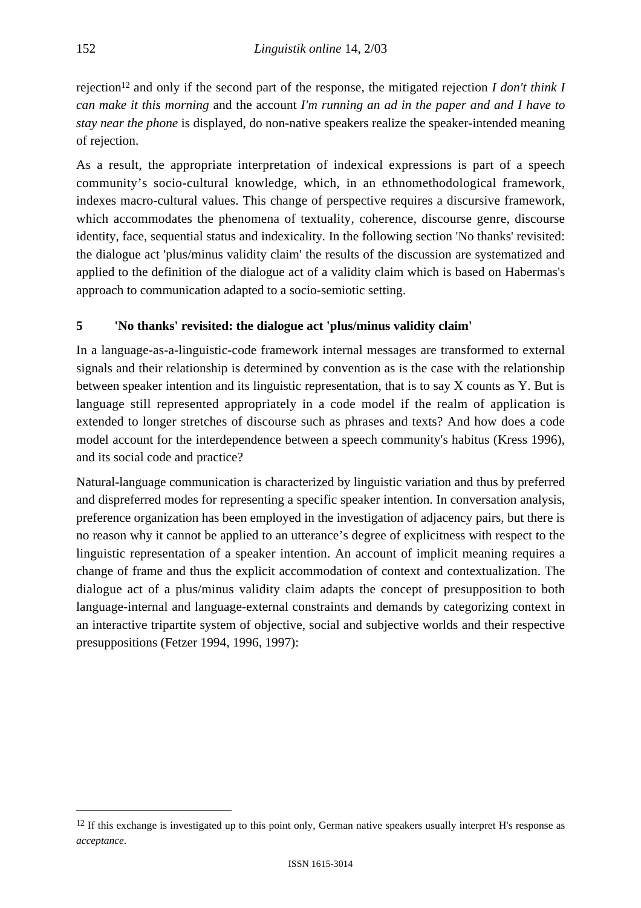rejection[12] and only if the second part of the response, the mitigated rejection *I don't think I can make it this morning* and the account *I'm running an ad in the paper and and I have to stay near the phone* is displayed, do non-native speakers realize the speaker-intended meaning of rejection.

As a result, the appropriate interpretation of indexical expressions is part of a speech community's socio-cultural knowledge, which, in an ethnomethodological framework, indexes macro-cultural values. This change of perspective requires a discursive framework, which accommodates the phenomena of textuality, coherence, discourse genre, discourse identity, face, sequential status and indexicality. In the following section 'No thanks' revisited: the dialogue act 'plus/minus validity claim' the results of the discussion are systematized and applied to the definition of the dialogue act of a validity claim which is based on Habermas's approach to communication adapted to a socio-semiotic setting.

## 5 'No thanks' revisited: the dialogue act 'plus/minus validity claim'

In a language-as-a-linguistic-code framework internal messages are transformed to external signals and their relationship is determined by convention as is the case with the relationship between speaker intention and its linguistic representation, that is to say X counts as Y. But is language still represented appropriately in a code model if the realm of application is extended to longer stretches of discourse such as phrases and texts? And how does a code model account for the interdependence between a speech community's habitus (Kress 1996), and its social code and practice?

Natural-language communication is characterized by linguistic variation and thus by preferred and dispreferred modes for representing a specific speaker intention. In conversation analysis, preference organization has been employed in the investigation of adjacency pairs, but there is no reason why it cannot be applied to an utterance's degree of explicitness with respect to the linguistic representation of a speaker intention. An account of implicit meaning requires a change of frame and thus the explicit accommodation of context and contextualization. The dialogue act of a plus/minus validity claim adapts the concept of presupposition to both language-internal and language-external constraints and demands by categorizing context in an interactive tripartite system of objective, social and subjective worlds and their respective presuppositions (Fetzer 1994, 1996, 1997):

---

[12] If this exchange is investigated up to this point only, German native speakers usually interpret H's response as *acceptance*.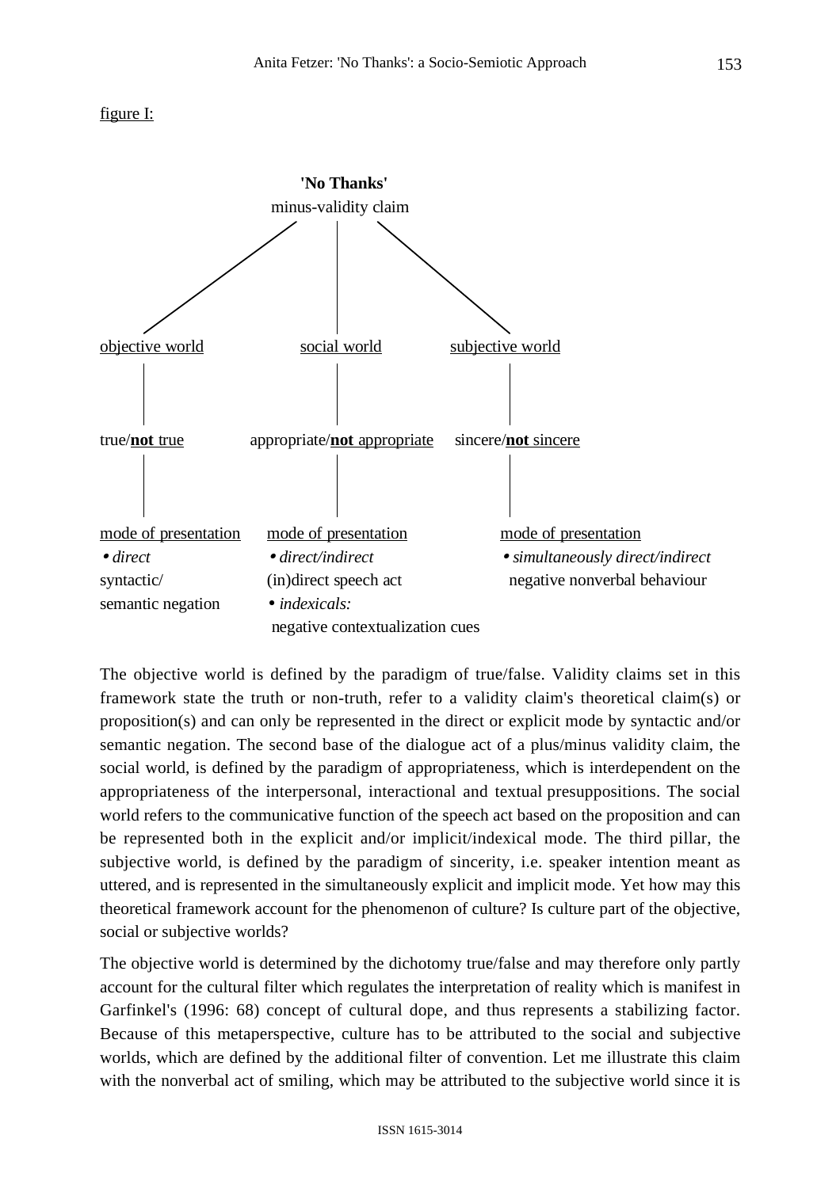figure I:

**'No Thanks'**
minus-validity claim

| objective world | social world | subjective world |
|---|---|---|
| true/**not** true | appropriate/**not** appropriate | sincere/**not** sincere |
| mode of presentation<br>• *direct*<br>syntactic/<br>semantic negation | mode of presentation<br>• *direct/indirect*<br>(in)direct speech act<br>• *indexicals:*<br>negative contextualization cues | mode of presentation<br>• *simultaneously direct/indirect*<br>negative nonverbal behaviour |

The objective world is defined by the paradigm of true/false. Validity claims set in this framework state the truth or non-truth, refer to a validity claim's theoretical claim(s) or proposition(s) and can only be represented in the direct or explicit mode by syntactic and/or semantic negation. The second base of the dialogue act of a plus/minus validity claim, the social world, is defined by the paradigm of appropriateness, which is interdependent on the appropriateness of the interpersonal, interactional and textual presuppositions. The social world refers to the communicative function of the speech act based on the proposition and can be represented both in the explicit and/or implicit/indexical mode. The third pillar, the subjective world, is defined by the paradigm of sincerity, i.e. speaker intention meant as uttered, and is represented in the simultaneously explicit and implicit mode. Yet how may this theoretical framework account for the phenomenon of culture? Is culture part of the objective, social or subjective worlds?

The objective world is determined by the dichotomy true/false and may therefore only partly account for the cultural filter which regulates the interpretation of reality which is manifest in Garfinkel's (1996: 68) concept of cultural dope, and thus represents a stabilizing factor. Because of this metaperspective, culture has to be attributed to the social and subjective worlds, which are defined by the additional filter of convention. Let me illustrate this claim with the nonverbal act of smiling, which may be attributed to the subjective world since it is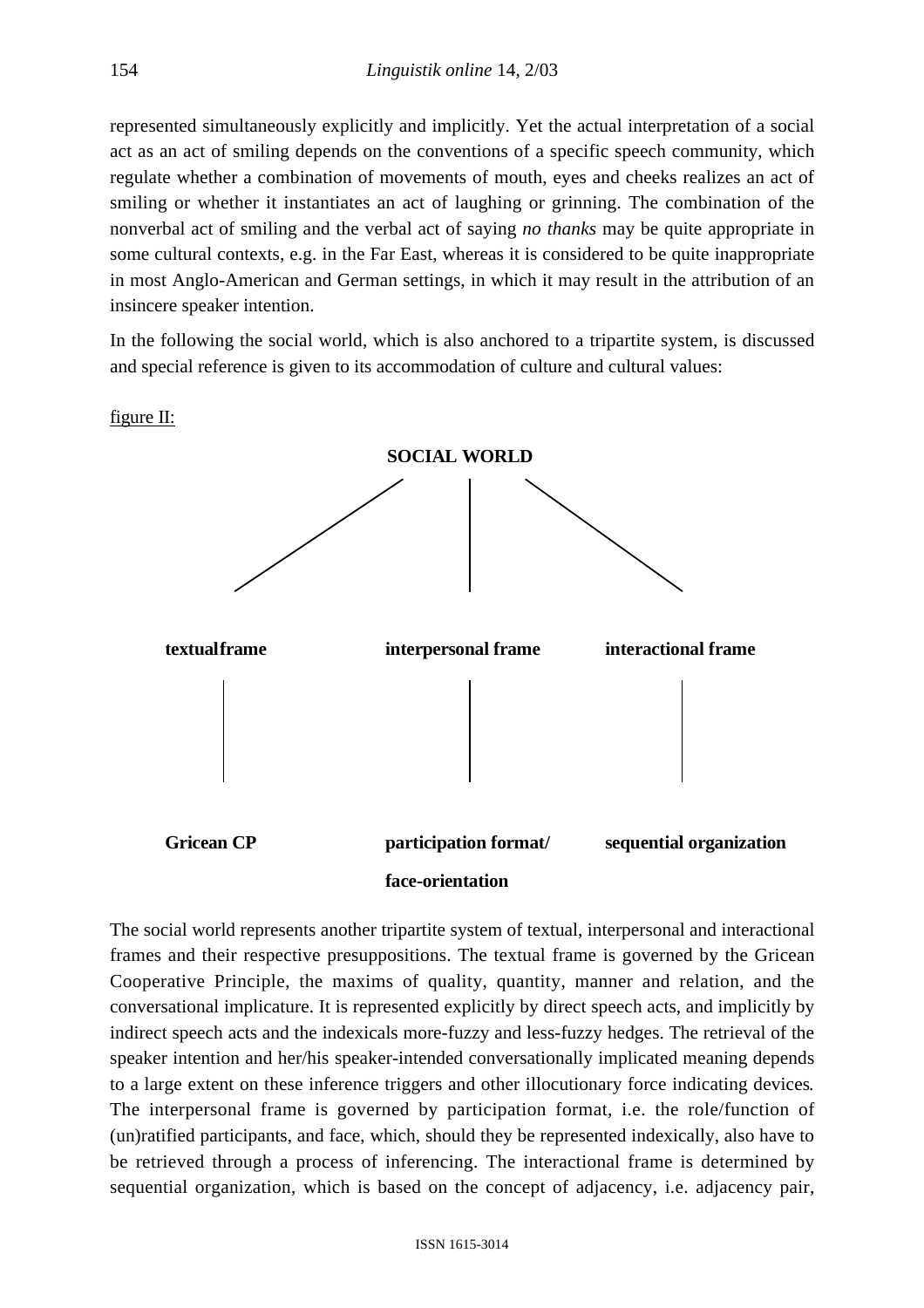represented simultaneously explicitly and implicitly. Yet the actual interpretation of a social act as an act of smiling depends on the conventions of a specific speech community, which regulate whether a combination of movements of mouth, eyes and cheeks realizes an act of smiling or whether it instantiates an act of laughing or grinning. The combination of the nonverbal act of smiling and the verbal act of saying *no thanks* may be quite appropriate in some cultural contexts, e.g. in the Far East, whereas it is considered to be quite inappropriate in most Anglo-American and German settings, in which it may result in the attribution of an insincere speaker intention.

In the following the social world, which is also anchored to a tripartite system, is discussed and special reference is given to its accommodation of culture and cultural values:

figure II:

**SOCIAL WORLD**

| **textual frame** | **interpersonal frame** | **interactional frame** |
|---|---|---|
| **Gricean CP** | **participation format/ face-orientation** | **sequential organization** |

The social world represents another tripartite system of textual, interpersonal and interactional frames and their respective presuppositions. The textual frame is governed by the Gricean Cooperative Principle, the maxims of quality, quantity, manner and relation, and the conversational implicature. It is represented explicitly by direct speech acts, and implicitly by indirect speech acts and the indexicals more-fuzzy and less-fuzzy hedges. The retrieval of the speaker intention and her/his speaker-intended conversationally implicated meaning depends to a large extent on these inference triggers and other illocutionary force indicating devices. The interpersonal frame is governed by participation format, i.e. the role/function of (un)ratified participants, and face, which, should they be represented indexically, also have to be retrieved through a process of inferencing. The interactional frame is determined by sequential organization, which is based on the concept of adjacency, i.e. adjacency pair,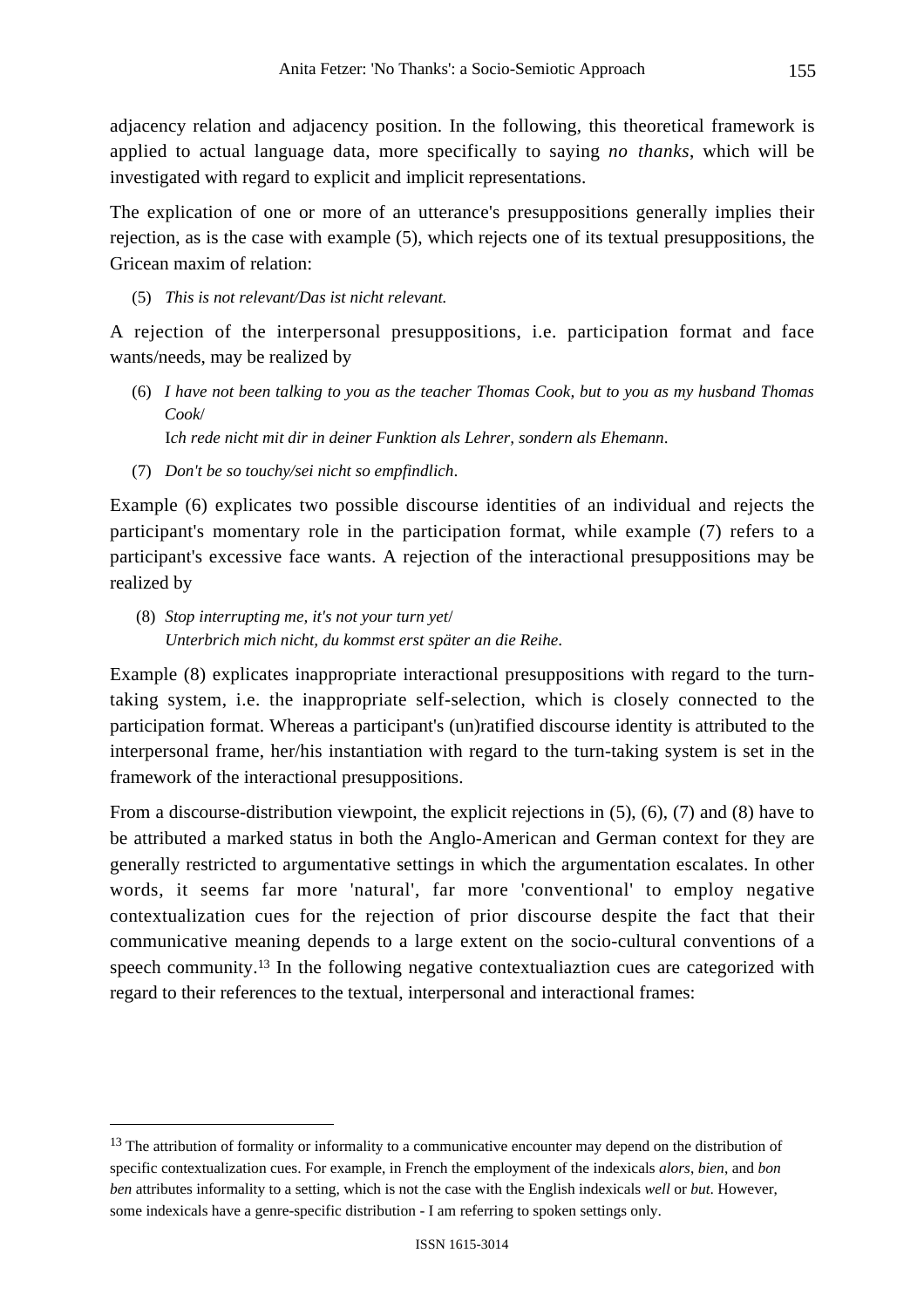adjacency relation and adjacency position. In the following, this theoretical framework is applied to actual language data, more specifically to saying *no thanks*, which will be investigated with regard to explicit and implicit representations.

The explication of one or more of an utterance's presuppositions generally implies their rejection, as is the case with example (5), which rejects one of its textual presuppositions, the Gricean maxim of relation:

(5) *This is not relevant/Das ist nicht relevant.*

A rejection of the interpersonal presuppositions, i.e. participation format and face wants/needs, may be realized by

(6) *I have not been talking to you as the teacher Thomas Cook, but to you as my husband Thomas Cook*/
I*ch rede nicht mit dir in deiner Funktion als Lehrer, sondern als Ehemann*.

(7) *Don't be so touchy/sei nicht so empfindlich*.

Example (6) explicates two possible discourse identities of an individual and rejects the participant's momentary role in the participation format, while example (7) refers to a participant's excessive face wants. A rejection of the interactional presuppositions may be realized by

(8) *Stop interrupting me, it's not your turn yet*/
*Unterbrich mich nicht, du kommst erst später an die Reihe*.

Example (8) explicates inappropriate interactional presuppositions with regard to the turn-taking system, i.e. the inappropriate self-selection, which is closely connected to the participation format. Whereas a participant's (un)ratified discourse identity is attributed to the interpersonal frame, her/his instantiation with regard to the turn-taking system is set in the framework of the interactional presuppositions.

From a discourse-distribution viewpoint, the explicit rejections in (5), (6), (7) and (8) have to be attributed a marked status in both the Anglo-American and German context for they are generally restricted to argumentative settings in which the argumentation escalates. In other words, it seems far more 'natural', far more 'conventional' to employ negative contextualization cues for the rejection of prior discourse despite the fact that their communicative meaning depends to a large extent on the socio-cultural conventions of a speech community.[13] In the following negative contextualiaztion cues are categorized with regard to their references to the textual, interpersonal and interactional frames:

---

[13] The attribution of formality or informality to a communicative encounter may depend on the distribution of specific contextualization cues. For example, in French the employment of the indexicals *alors*, *bien*, and *bon ben* attributes informality to a setting, which is not the case with the English indexicals *well* or *but*. However, some indexicals have a genre-specific distribution - I am referring to spoken settings only.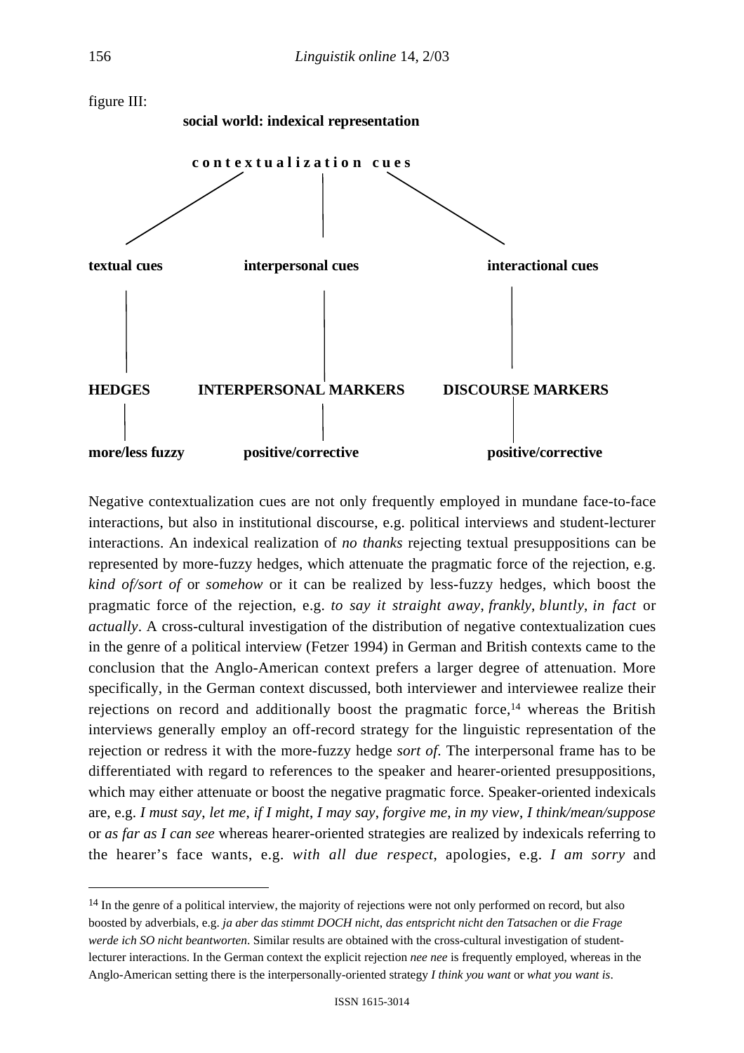figure III:

**social world: indexical representation**

**c o n t e x t u a l i z a t i o n   c u e s**

| **textual cues** | **interpersonal cues** | **interactional cues** |
|---|---|---|
| **HEDGES** | **INTERPERSONAL MARKERS** | **DISCOURSE MARKERS** |
| **more/less fuzzy** | **positive/corrective** | **positive/corrective** |

Negative contextualization cues are not only frequently employed in mundane face-to-face interactions, but also in institutional discourse, e.g. political interviews and student-lecturer interactions. An indexical realization of *no thanks* rejecting textual presuppositions can be represented by more-fuzzy hedges, which attenuate the pragmatic force of the rejection, e.g. *kind of/sort of* or *somehow* or it can be realized by less-fuzzy hedges, which boost the pragmatic force of the rejection, e.g. *to say it straight away*, *frankly*, *bluntly*, *in fact* or *actually*. A cross-cultural investigation of the distribution of negative contextualization cues in the genre of a political interview (Fetzer 1994) in German and British contexts came to the conclusion that the Anglo-American context prefers a larger degree of attenuation. More specifically, in the German context discussed, both interviewer and interviewee realize their rejections on record and additionally boost the pragmatic force,[14] whereas the British interviews generally employ an off-record strategy for the linguistic representation of the rejection or redress it with the more-fuzzy hedge *sort of*. The interpersonal frame has to be differentiated with regard to references to the speaker and hearer-oriented presuppositions, which may either attenuate or boost the negative pragmatic force. Speaker-oriented indexicals are, e.g. *I must say*, *let me*, *if I might*, *I may say*, *forgive me*, *in my view*, *I think/mean/suppose* or *as far as I can see* whereas hearer-oriented strategies are realized by indexicals referring to the hearer's face wants, e.g. *with all due respect*, apologies, e.g. *I am sorry* and

---

[14] In the genre of a political interview, the majority of rejections were not only performed on record, but also boosted by adverbials, e.g. *ja aber das stimmt DOCH nicht*, *das entspricht nicht den Tatsachen* or *die Frage werde ich SO nicht beantworten*. Similar results are obtained with the cross-cultural investigation of student-lecturer interactions. In the German context the explicit rejection *nee nee* is frequently employed, whereas in the Anglo-American setting there is the interpersonally-oriented strategy *I think you want* or *what you want is*.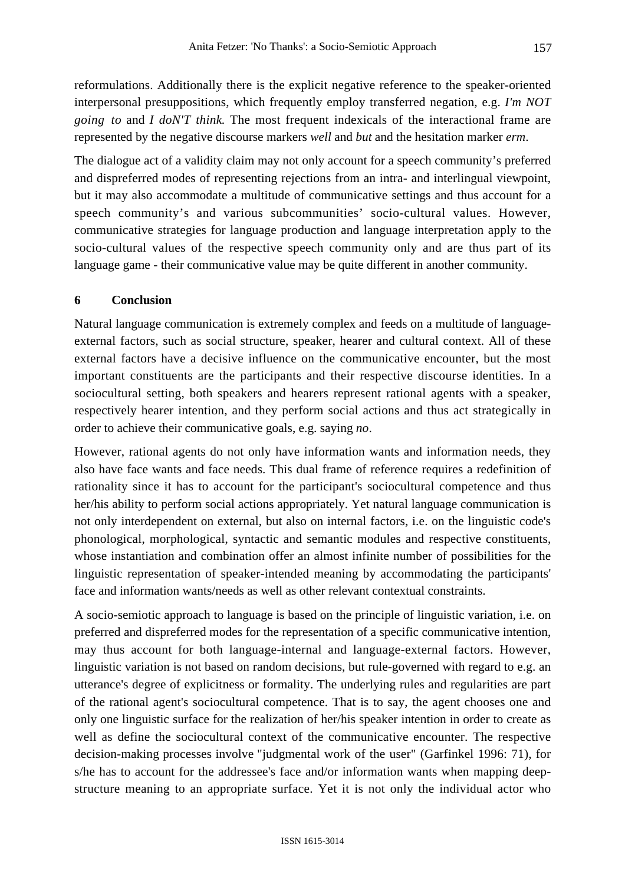reformulations. Additionally there is the explicit negative reference to the speaker-oriented interpersonal presuppositions, which frequently employ transferred negation, e.g. *I'm NOT going to* and *I doN'T think.* The most frequent indexicals of the interactional frame are represented by the negative discourse markers *well* and *but* and the hesitation marker *erm*.

The dialogue act of a validity claim may not only account for a speech community's preferred and dispreferred modes of representing rejections from an intra- and interlingual viewpoint, but it may also accommodate a multitude of communicative settings and thus account for a speech community's and various subcommunities' socio-cultural values. However, communicative strategies for language production and language interpretation apply to the socio-cultural values of the respective speech community only and are thus part of its language game - their communicative value may be quite different in another community.

## 6 Conclusion

Natural language communication is extremely complex and feeds on a multitude of language-external factors, such as social structure, speaker, hearer and cultural context. All of these external factors have a decisive influence on the communicative encounter, but the most important constituents are the participants and their respective discourse identities. In a sociocultural setting, both speakers and hearers represent rational agents with a speaker, respectively hearer intention, and they perform social actions and thus act strategically in order to achieve their communicative goals, e.g. saying *no*.

However, rational agents do not only have information wants and information needs, they also have face wants and face needs. This dual frame of reference requires a redefinition of rationality since it has to account for the participant's sociocultural competence and thus her/his ability to perform social actions appropriately. Yet natural language communication is not only interdependent on external, but also on internal factors, i.e. on the linguistic code's phonological, morphological, syntactic and semantic modules and respective constituents, whose instantiation and combination offer an almost infinite number of possibilities for the linguistic representation of speaker-intended meaning by accommodating the participants' face and information wants/needs as well as other relevant contextual constraints.

A socio-semiotic approach to language is based on the principle of linguistic variation, i.e. on preferred and dispreferred modes for the representation of a specific communicative intention, may thus account for both language-internal and language-external factors. However, linguistic variation is not based on random decisions, but rule-governed with regard to e.g. an utterance's degree of explicitness or formality. The underlying rules and regularities are part of the rational agent's sociocultural competence. That is to say, the agent chooses one and only one linguistic surface for the realization of her/his speaker intention in order to create as well as define the sociocultural context of the communicative encounter. The respective decision-making processes involve "judgmental work of the user" (Garfinkel 1996: 71), for s/he has to account for the addressee's face and/or information wants when mapping deep-structure meaning to an appropriate surface. Yet it is not only the individual actor who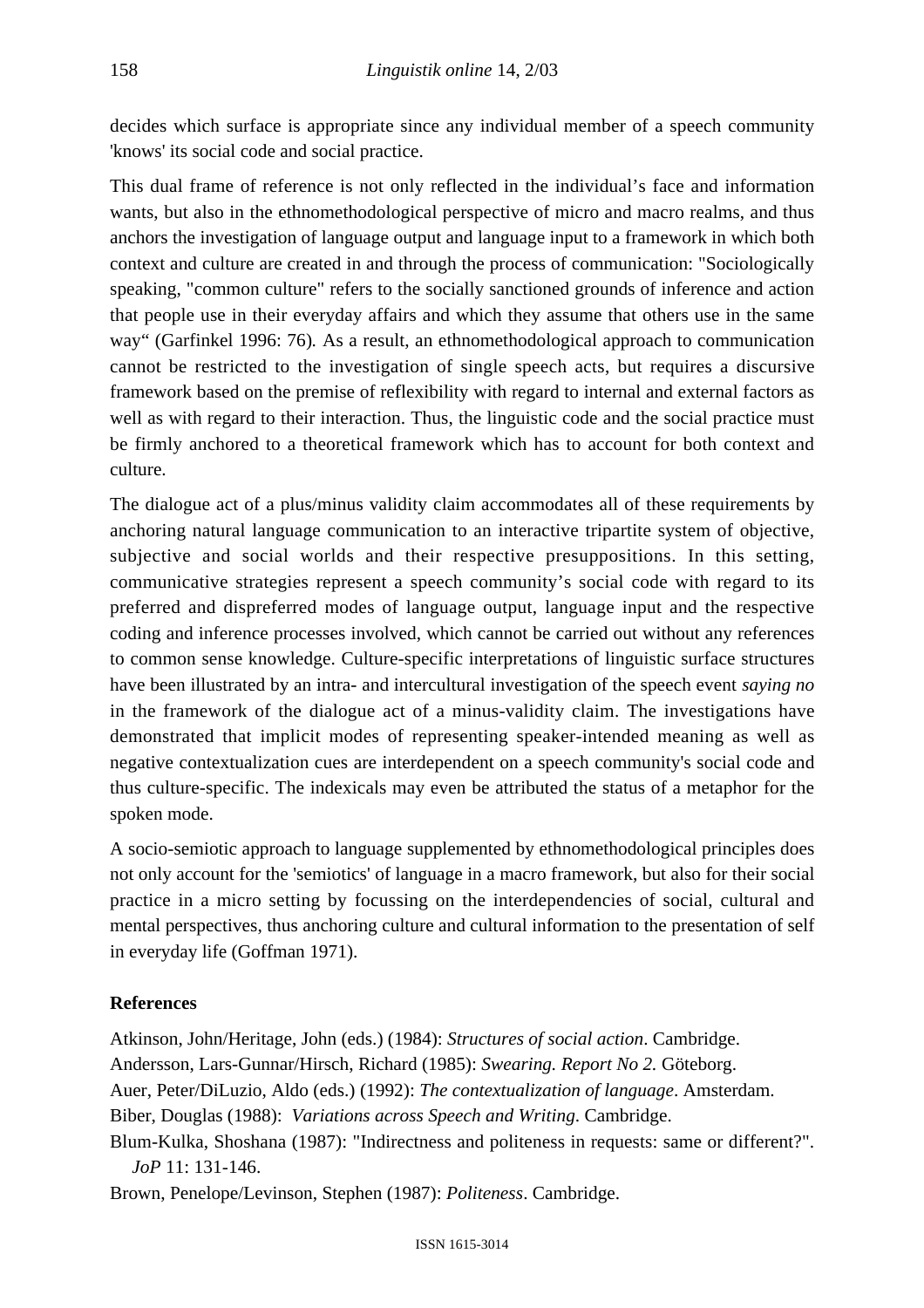decides which surface is appropriate since any individual member of a speech community 'knows' its social code and social practice.

This dual frame of reference is not only reflected in the individual's face and information wants, but also in the ethnomethodological perspective of micro and macro realms, and thus anchors the investigation of language output and language input to a framework in which both context and culture are created in and through the process of communication: "Sociologically speaking, "common culture" refers to the socially sanctioned grounds of inference and action that people use in their everyday affairs and which they assume that others use in the same way" (Garfinkel 1996: 76). As a result, an ethnomethodological approach to communication cannot be restricted to the investigation of single speech acts, but requires a discursive framework based on the premise of reflexibility with regard to internal and external factors as well as with regard to their interaction. Thus, the linguistic code and the social practice must be firmly anchored to a theoretical framework which has to account for both context and culture.

The dialogue act of a plus/minus validity claim accommodates all of these requirements by anchoring natural language communication to an interactive tripartite system of objective, subjective and social worlds and their respective presuppositions. In this setting, communicative strategies represent a speech community's social code with regard to its preferred and dispreferred modes of language output, language input and the respective coding and inference processes involved, which cannot be carried out without any references to common sense knowledge. Culture-specific interpretations of linguistic surface structures have been illustrated by an intra- and intercultural investigation of the speech event *saying no* in the framework of the dialogue act of a minus-validity claim. The investigations have demonstrated that implicit modes of representing speaker-intended meaning as well as negative contextualization cues are interdependent on a speech community's social code and thus culture-specific. The indexicals may even be attributed the status of a metaphor for the spoken mode.

A socio-semiotic approach to language supplemented by ethnomethodological principles does not only account for the 'semiotics' of language in a macro framework, but also for their social practice in a micro setting by focussing on the interdependencies of social, cultural and mental perspectives, thus anchoring culture and cultural information to the presentation of self in everyday life (Goffman 1971).

**References**

Atkinson, John/Heritage, John (eds.) (1984): *Structures of social action*. Cambridge.

Andersson, Lars-Gunnar/Hirsch, Richard (1985): *Swearing. Report No 2.* Göteborg.

Auer, Peter/DiLuzio, Aldo (eds.) (1992): *The contextualization of language*. Amsterdam.

Biber, Douglas (1988): *Variations across Speech and Writing*. Cambridge.

Blum-Kulka, Shoshana (1987): "Indirectness and politeness in requests: same or different?". *JoP* 11: 131-146.

Brown, Penelope/Levinson, Stephen (1987): *Politeness*. Cambridge.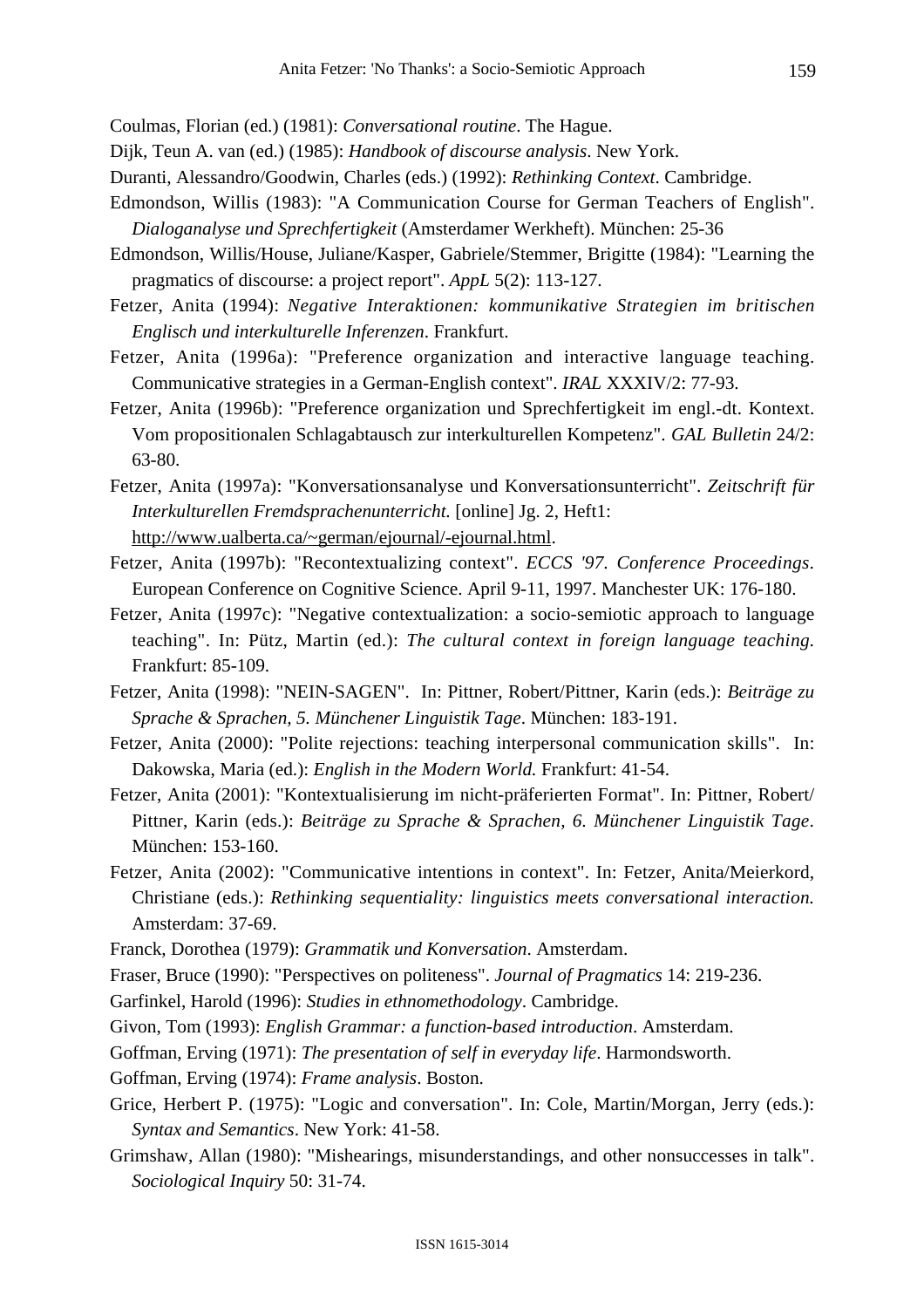Coulmas, Florian (ed.) (1981): *Conversational routine*. The Hague.

Dijk, Teun A. van (ed.) (1985): *Handbook of discourse analysis*. New York.

Duranti, Alessandro/Goodwin, Charles (eds.) (1992): *Rethinking Context*. Cambridge.

Edmondson, Willis (1983): "A Communication Course for German Teachers of English". *Dialoganalyse und Sprechfertigkeit* (Amsterdamer Werkheft). München: 25-36

Edmondson, Willis/House, Juliane/Kasper, Gabriele/Stemmer, Brigitte (1984): "Learning the pragmatics of discourse: a project report". *AppL* 5(2): 113-127.

Fetzer, Anita (1994): *Negative Interaktionen: kommunikative Strategien im britischen Englisch und interkulturelle Inferenzen*. Frankfurt.

Fetzer, Anita (1996a): "Preference organization and interactive language teaching. Communicative strategies in a German-English context". *IRAL* XXXIV/2: 77-93.

Fetzer, Anita (1996b): "Preference organization und Sprechfertigkeit im engl.-dt. Kontext. Vom propositionalen Schlagabtausch zur interkulturellen Kompetenz". *GAL Bulletin* 24/2: 63-80.

Fetzer, Anita (1997a): "Konversationsanalyse und Konversationsunterricht". *Zeitschrift für Interkulturellen Fremdsprachenunterricht*. [online] Jg. 2, Heft1: http://www.ualberta.ca/~german/ejournal/-ejournal.html.

Fetzer, Anita (1997b): "Recontextualizing context". *ECCS '97. Conference Proceedings*. European Conference on Cognitive Science. April 9-11, 1997. Manchester UK: 176-180.

Fetzer, Anita (1997c): "Negative contextualization: a socio-semiotic approach to language teaching". In: Pütz, Martin (ed.): *The cultural context in foreign language teaching*. Frankfurt: 85-109.

Fetzer, Anita (1998): "NEIN-SAGEN". In: Pittner, Robert/Pittner, Karin (eds.): *Beiträge zu Sprache & Sprachen, 5. Münchener Linguistik Tage*. München: 183-191.

Fetzer, Anita (2000): "Polite rejections: teaching interpersonal communication skills". In: Dakowska, Maria (ed.): *English in the Modern World.* Frankfurt: 41-54.

Fetzer, Anita (2001): "Kontextualisierung im nicht-präferierten Format". In: Pittner, Robert/ Pittner, Karin (eds.): *Beiträge zu Sprache & Sprachen, 6. Münchener Linguistik Tage*. München: 153-160.

Fetzer, Anita (2002): "Communicative intentions in context". In: Fetzer, Anita/Meierkord, Christiane (eds.): *Rethinking sequentiality: linguistics meets conversational interaction.* Amsterdam: 37-69.

Franck, Dorothea (1979): *Grammatik und Konversation*. Amsterdam.

Fraser, Bruce (1990): "Perspectives on politeness". *Journal of Pragmatics* 14: 219-236.

Garfinkel, Harold (1996): *Studies in ethnomethodology*. Cambridge.

Givon, Tom (1993): *English Grammar: a function-based introduction*. Amsterdam.

Goffman, Erving (1971): *The presentation of self in everyday life*. Harmondsworth.

Goffman, Erving (1974): *Frame analysis*. Boston.

Grice, Herbert P. (1975): "Logic and conversation". In: Cole, Martin/Morgan, Jerry (eds.): *Syntax and Semantics*. New York: 41-58.

Grimshaw, Allan (1980): "Mishearings, misunderstandings, and other nonsuccesses in talk". *Sociological Inquiry* 50: 31-74.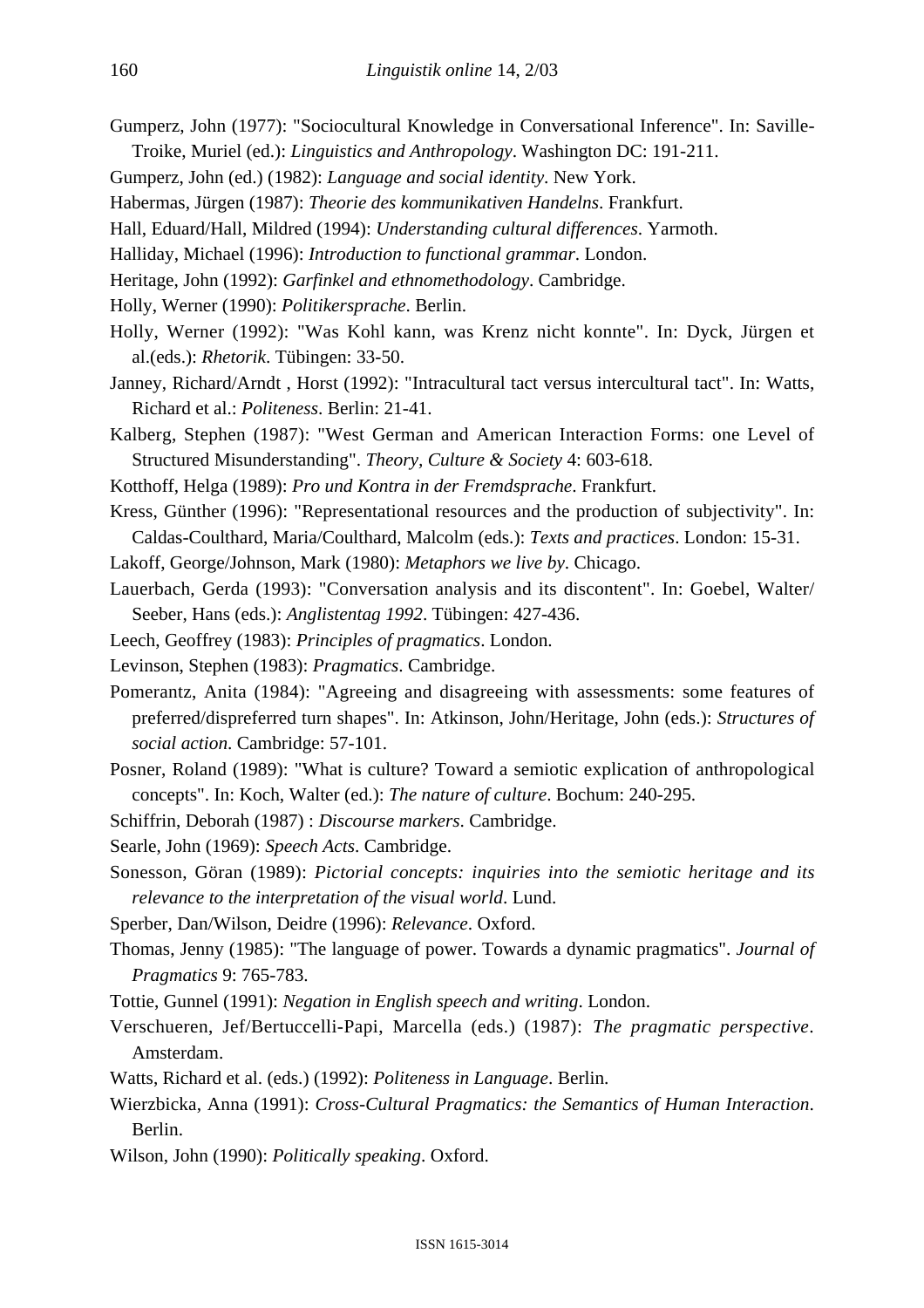Gumperz, John (1977): "Sociocultural Knowledge in Conversational Inference". In: Saville-Troike, Muriel (ed.): *Linguistics and Anthropology*. Washington DC: 191-211.

Gumperz, John (ed.) (1982): *Language and social identity*. New York.

Habermas, Jürgen (1987): *Theorie des kommunikativen Handelns*. Frankfurt.

Hall, Eduard/Hall, Mildred (1994): *Understanding cultural differences*. Yarmoth.

Halliday, Michael (1996): *Introduction to functional grammar*. London.

Heritage, John (1992): *Garfinkel and ethnomethodology*. Cambridge.

Holly, Werner (1990): *Politikersprache*. Berlin.

Holly, Werner (1992): "Was Kohl kann, was Krenz nicht konnte". In: Dyck, Jürgen et al.(eds.): *Rhetorik*. Tübingen: 33-50.

Janney, Richard/Arndt , Horst (1992): "Intracultural tact versus intercultural tact". In: Watts, Richard et al.: *Politeness*. Berlin: 21-41.

Kalberg, Stephen (1987): "West German and American Interaction Forms: one Level of Structured Misunderstanding". *Theory, Culture & Society* 4: 603-618.

Kotthoff, Helga (1989): *Pro und Kontra in der Fremdsprache*. Frankfurt.

Kress, Günther (1996): "Representational resources and the production of subjectivity". In: Caldas-Coulthard, Maria/Coulthard, Malcolm (eds.): *Texts and practices*. London: 15-31.

Lakoff, George/Johnson, Mark (1980): *Metaphors we live by*. Chicago.

Lauerbach, Gerda (1993): "Conversation analysis and its discontent". In: Goebel, Walter/ Seeber, Hans (eds.): *Anglistentag 1992*. Tübingen: 427-436.

Leech, Geoffrey (1983): *Principles of pragmatics*. London.

Levinson, Stephen (1983): *Pragmatics*. Cambridge.

Pomerantz, Anita (1984): "Agreeing and disagreeing with assessments: some features of preferred/dispreferred turn shapes". In: Atkinson, John/Heritage, John (eds.): *Structures of social action*. Cambridge: 57-101.

Posner, Roland (1989): "What is culture? Toward a semiotic explication of anthropological concepts". In: Koch, Walter (ed.): *The nature of culture*. Bochum: 240-295.

Schiffrin, Deborah (1987) : *Discourse markers*. Cambridge.

Searle, John (1969): *Speech Acts*. Cambridge.

Sonesson, Göran (1989): *Pictorial concepts: inquiries into the semiotic heritage and its relevance to the interpretation of the visual world*. Lund.

Sperber, Dan/Wilson, Deidre (1996): *Relevance*. Oxford.

Thomas, Jenny (1985): "The language of power. Towards a dynamic pragmatics". *Journal of Pragmatics* 9: 765-783.

Tottie, Gunnel (1991): *Negation in English speech and writing*. London.

Verschueren, Jef/Bertuccelli-Papi, Marcella (eds.) (1987): *The pragmatic perspective*. Amsterdam.

Watts, Richard et al. (eds.) (1992): *Politeness in Language*. Berlin.

Wierzbicka, Anna (1991): *Cross-Cultural Pragmatics: the Semantics of Human Interaction*. Berlin.

Wilson, John (1990): *Politically speaking*. Oxford.